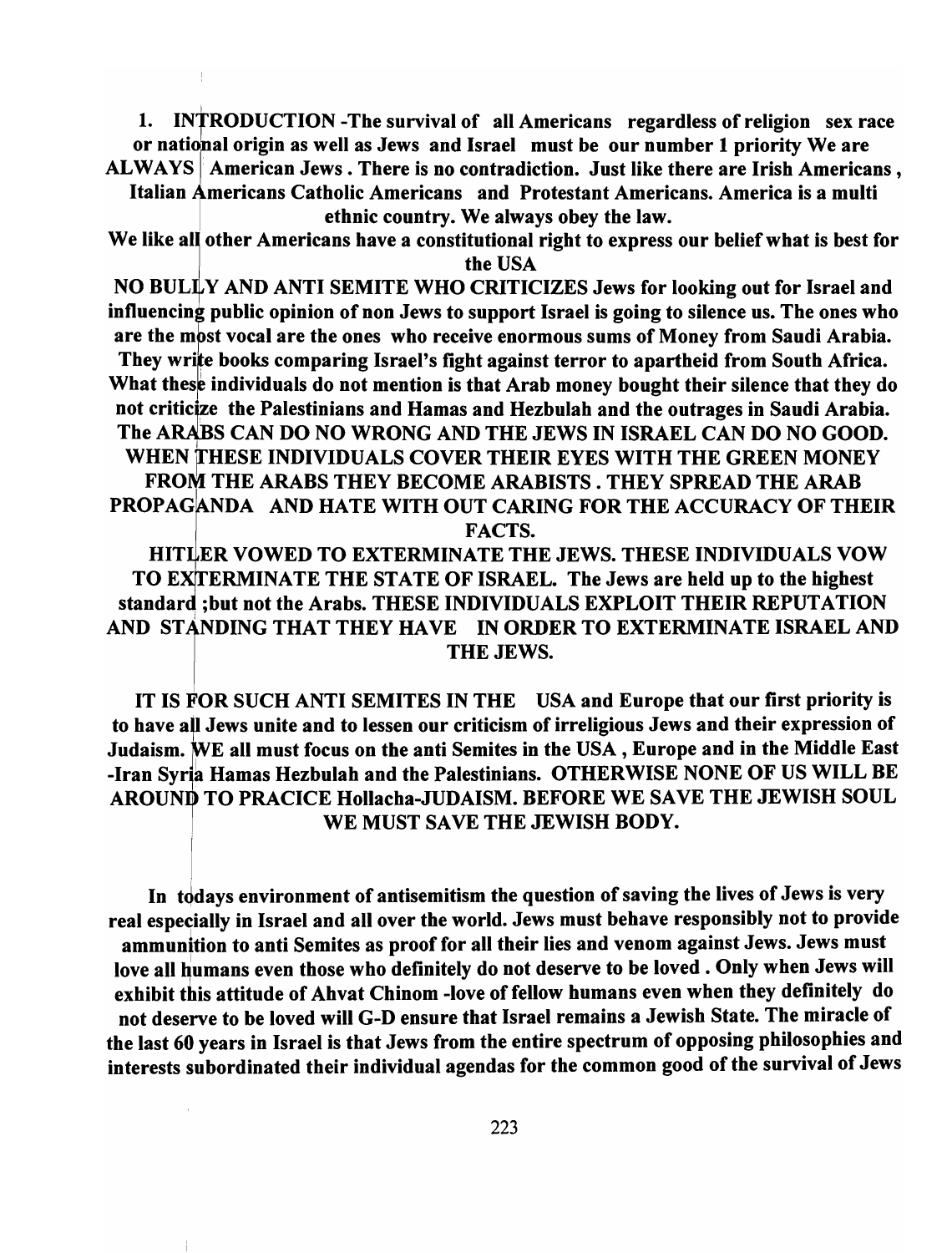**1. INTRODUCTION -The survival of all Americans regardless of religion sex race or national origin as well as Jews and Israel must be our number 1 priority We are ALWAYS American Jews . There is no contradiction. Just like there are Irish Americans , Italian Americans Catholic Americans and Protestant Americans. America is a multi ethnic country. We always obey the law.**

**We like all other Americans have a constitutional right to express our belief what is best for the USA**

**NO BULLY AND ANTI SEMITE WHO CRITICIZES Jews for looking out for Israel and influencing public opinion of non Jews to support Israel is going to silence us. The ones who are the most vocal are the ones who receive enormous sums of Money from Saudi Arabia. They write books comparing Israel's fight against terror to apartheid from South Africa. What these individuals do not mention is that Arab money bought their silence that they do not criticize the Palestinians and Hamas and Hezbulah and the outrages in Saudi Arabia. The ARABS CAN DO NO WRONG AND THE JEWS IN ISRAEL CAN DO NO GOOD. WHEN THESE INDIVIDUALS COVER THEIR EYES WITH THE GREEN MONEY FROM THE ARABS THEY BECOME ARABISTS . THEY SPREAD THE ARAB PROPAGANDA AND HATE WITH OUT CARING FOR THE ACCURACY OF THEIR FACTS.**

**HITLER VOWED TO EXTERMINATE THE JEWS. THESE INDIVIDUALS VOW TO EXTERMINATE THE STATE OF ISRAEL. The Jews are held up to the highest standard ;but not the Arabs. THESE INDIVIDUALS EXPLOIT THEIR REPUTATION AND STANDING THAT THEY HAVE IN ORDER TO EXTERMINATE ISRAEL AND THE JEWS.**

**IT IS FOR SUCH ANTI SEMITES IN THE USA and Europe that our first priority is to have all Jews unite and to lessen our criticism of irreligious Jews and their expression of Judaism. WE all must focus on the anti Semites in the USA , Europe and in the Middle East -Iran Syria Hamas Hezbulah and the Palestinians. OTHERWISE NONE OF US WILL BE AROUND TO PRACICE Hollacha-JUDAISM. BEFORE WE SAVE THE JEWISH SOUL WE MUST SAVE THE JEWISH BODY.**

**In todays environment of antisemitism the question of saving the lives of Jews is very real especially in Israel and all over the world. Jews must behave responsibly not to provide ammunition to anti Semites as proof for all their lies and venom against Jews. Jews must love all humans even those who definitely do not deserve to be loved . Only when Jews will exhibit this attitude of Ahvat Chinom -love of fellow humans even when they definitely do not deserve to be loved will G-D ensure that Israel remains a Jewish State. The miracle of the last 60 years in Israel is that Jews from the entire spectrum of opposing philosophies and interests subordinated their individual agendas for the common good of the survival of Jews**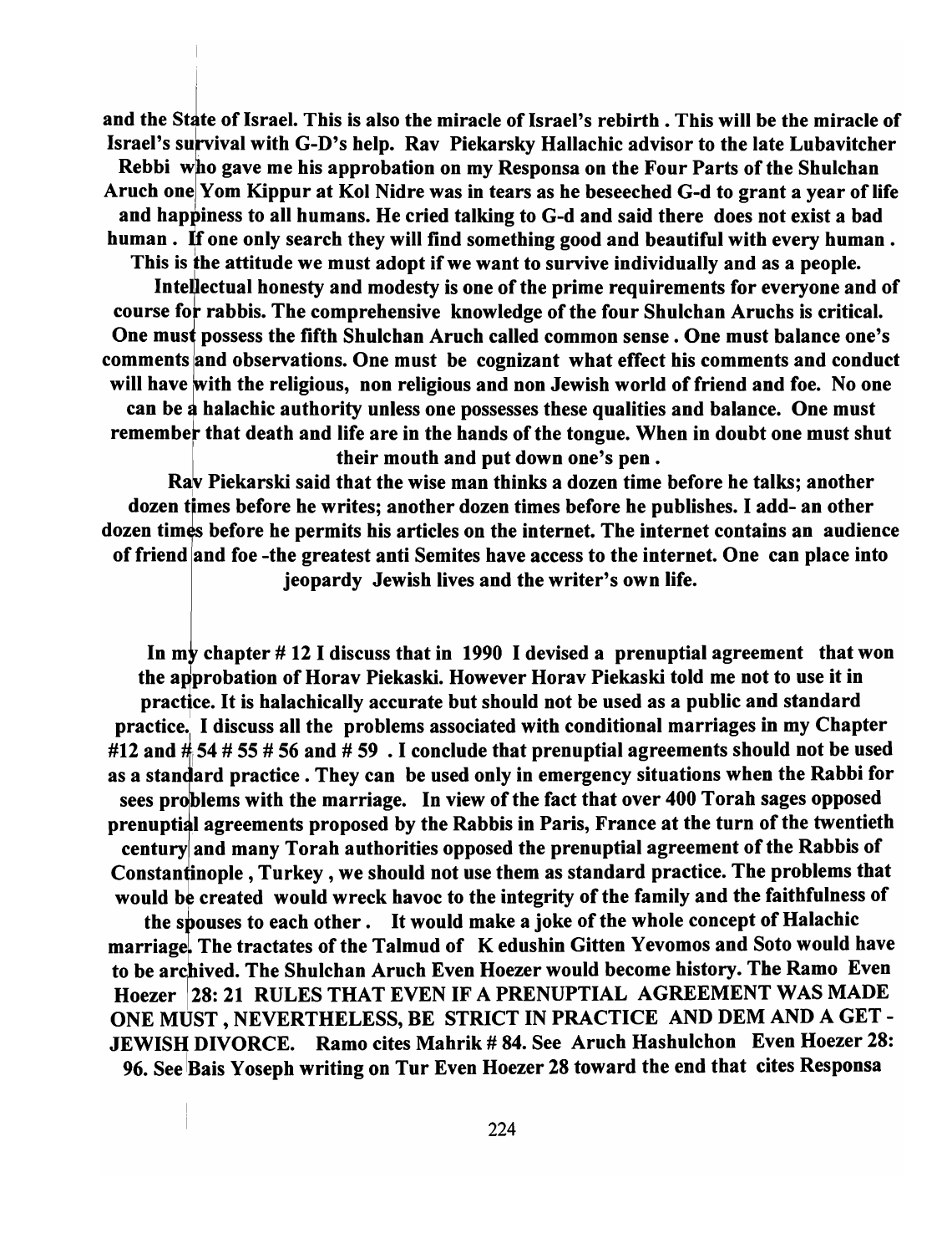**and the State of Israel. This is also the miracle of Israel's rebirth . This will be the miracle of Israel's survival with G-D's help. Rav Piekarsky Hallachic advisor to the late Lubavitcher Rebbi who gave me his approbation on my Responsa on the Four Parts of the Shulchan Aruch one Yom Kippur at Kol Nidre was in tears as he beseeched G-d to grant a year of life and happiness to all humans. He cried talking to G-d and said there does not exist a bad human . If one only search they will find something good and beautiful with every human . This is the attitude we must adopt if we want to survive individually and as a people.**

**Intellectual honesty and modesty is one of the prime requirements for everyone and of course for rabbis. The comprehensive knowledge of the four Shulchan Aruchs is critical. One must possess the fifth Shulchan Aruch called common sense . One must balance one's comments and observations. One must be cognizant what effect his comments and conduct will have with the religious, non religious and non Jewish world of friend and foe. No one can be a halachic authority unless one possesses these qualities and balance. One must remember that death and life are in the hands of the tongue. When in doubt one must shut their mouth and put down one's pen .**

**Rav Piekarski said that the wise man thinks a dozen time before he talks; another dozen times before he writes; another dozen times before he publishes. I add- an other dozen times before he permits his articles on the internet. The internet contains an audience of friend and foe -the greatest anti Semites have access to the internet. One can place into jeopardy Jewish lives and the writer's own life.**

**In my chapter # 12 I discuss that in 1990 I devised a prenuptial agreement that won the approbation of Horav Piekaski. However Horav Piekaski told me not to use it in practice. It is halachically accurate but should not be used as a public and standard practice. I discuss all the problems associated with conditional marriages in my Chapter #12 and # 54 # 55 # 56 and # 59 . I conclude that prenuptial agreements should not be used as a standard practice . They can be used only in emergency situations when the Rabbi for sees problems with the marriage. In view of the fact that over 400 Torah sages opposed prenuptial agreements proposed by the Rabbis in Paris, France at the turn of the twentieth century and many Torah authorities opposed the prenuptial agreement of the Rabbis of Constantinople , Turkey , we should not use them as standard practice. The problems that would be created would wreck havoc to the integrity of the family and the faithfulness of the spouses to each other . It would make a joke of the whole concept of Halachic marriage. The tractates of the Talmud of K edushin Gitten Yevomos and Soto would have to be archived. The Shulchan Aruch Even Hoezer would become history. The Ramo Even Hoezer 28: 21 RULES THAT EVEN IF A PRENUPTIAL AGREEMENT WAS MADE ONE MUST , NEVERTHELESS, BE STRICT IN PRACTICE AND DEM AND A GET - JEWISH DIVORCE. Ramo cites Mahrik # 84. See Aruch Hashulchon Even Hoezer 28: 96. See Bais Yoseph writing on Tur Even Hoezer 28 toward the end that cites Responsa**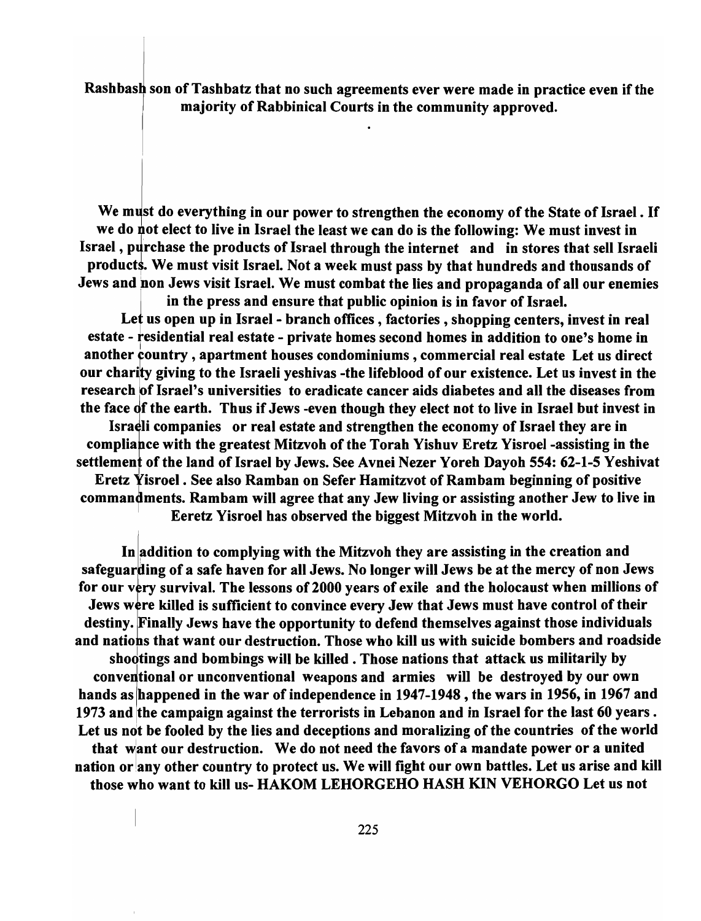**Rashbash son of Tashbatz that no such agreements ever were made in practice even if the majority of Rabbinical Courts in the community approved.**

**.**

**We must do everything in our power to strengthen the economy of the State of Israel. If we do not elect to live in Israel the least we can do is the following: We must invest in Israel, purchase the products of Israel through the internet and in stores that sell Israeli products. We must visit Israel. Not a week must pass by that hundreds and thousands of Jews and non Jews visit Israel. We must combat the lies and propaganda of all our enemies in the press and ensure that public opinion is in favor of Israel.**

**Let us open up in Israel - branch offices , factories , shopping centers, invest in real estate - residential real estate - private homes second homes in addition to one's home in another country , apartment houses condominiums , commercial real estate Let us direct our charity giving to the Israeli yeshivas -the lifeblood of our existence. Let us invest in the research of Israel's universities to eradicate cancer aids diabetes and all the diseases from the face of the earth. Thus if Jews -even though they elect not to live in Israel but invest in Israeli companies or real estate and strengthen the economy of Israel they are in compliance with the greatest Mitzvoh of the Torah Yishuv Eretz Yisroel -assisting in the settlement of the land of Israel by Jews. See Avnei Nezer Yoreh Dayoh 554: 62-1-5 Yeshivat Eretz Yisroel . See also Ramban on Sefer Hamitzvot of Rambam beginning of positive commandments. Rambam will agree that any Jew living or assisting another Jew to live in Eeretz Yisroel has observed the biggest Mitzvoh in the world.**

**In addition to complying with the Mitzvoh they are assisting in the creation and safeguarding of a safe haven for all Jews. No longer will Jews be at the mercy of non Jews for our very survival. The lessons of 2000 years of exile and the holocaust when millions of Jews were killed is sufficient to convince every Jew that Jews must have control of their destiny. Finally Jews have the opportunity to defend themselves against those individuals and nations that want our destruction. Those who kill us with suicide bombers and roadside shootings and bombings will be killed . Those nations that attack us militarily by conventional or unconventional weapons and armies will be destroyed by our own hands as happened in the war of independence in 1947-1948 , the wars in 1956, in 1967 and 1973 and the campaign against the terrorists in Lebanon and in Israel for the last 60 years . Let us not be fooled by the lies and deceptions and moralizing of the countries of the world that want our destruction. We do not need the favors of a mandate power or a united nation or any other country to protect us. We will fight our own battles. Let us arise and kill those who want to kill us- HAKOM LEHORGEHO HASH KIN VEHORGO Let us not**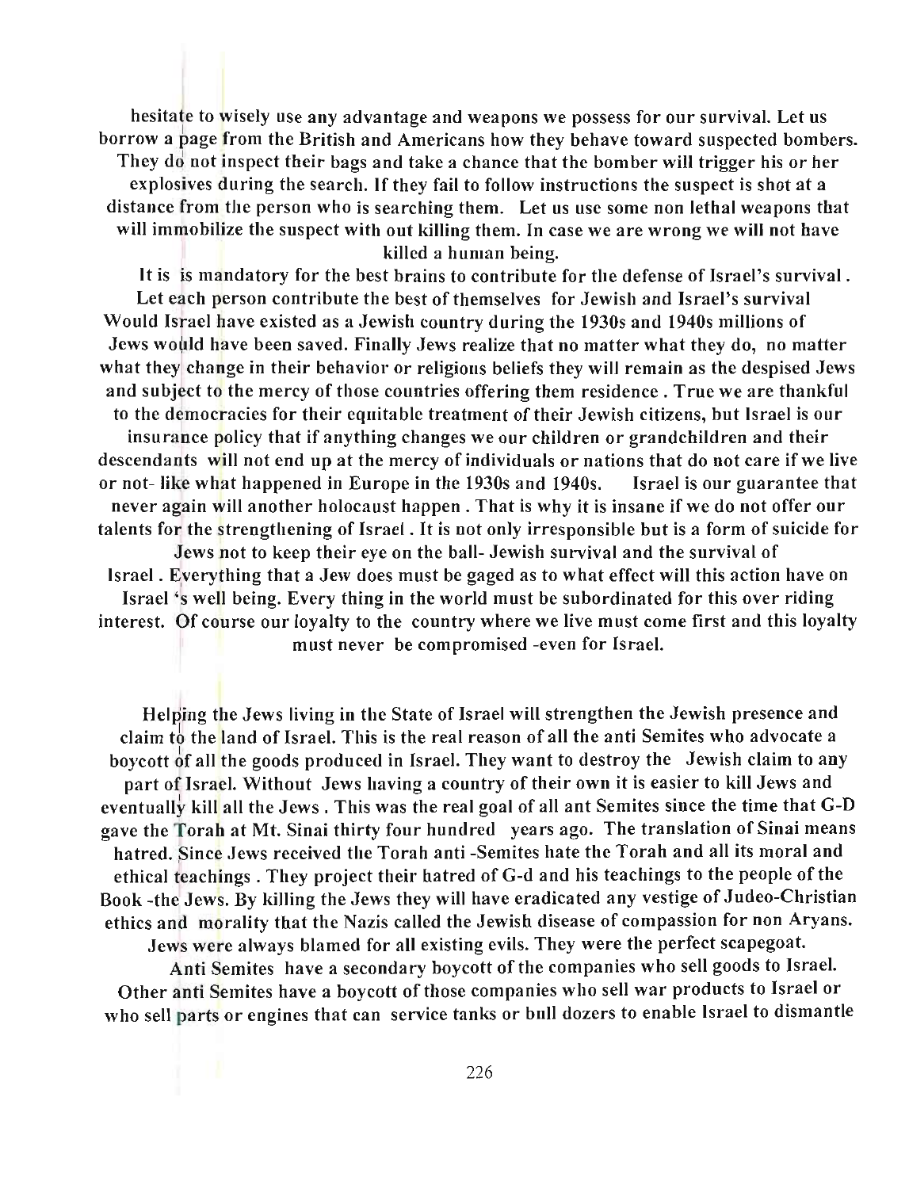hesitate to wisely use any advantage and weapons we possess for our survival. Let us borrow a page from the British and Americans how they behave toward suspected bombers. They do not inspect their bags and take a chance that the bomber will trigger his or her explosives during the search. If they fail to follow instructions the suspect is shot at a distance from the person who is searching them. Let us use some non lethal weapons that will immobilize the suspect with out killing them. In case we are wrong we will not have killed a human being.

It is is mandatory for the best brains to contribute for the defense of Israel's survival. Let each person contribute the best of themselves for Jewish and Israel's survival Would Israel have existed as a Jewish country during the 1930s and 1940s millions of Jews would have been saved. Finally Jews realize that no matter what they do, no matter what they change in their behavior or religious beliefs they will remain as the despised Jews and subject to the mercy of those countries offering them residence . True we are thankful to the democracies for their equitable treatment of their Jewish citizens, but Israel is our insurance policy that if anything changes we our children or grandchildren and their descendants will not end up at the mercy of individuals or nations that do not care if we live or not- like what happened in Europe in the 1930s and 1940s. Israel is our guarantee that never again will another holocaust happen . That is why it is insane if we do not offer our talents for the strengthening of Israel . It is not only irresponsible but is a form of suicide for Jews not to keep their eye on the ball- Jewish survival and the survival of Israel . Everything that a Jew does must be gaged as to what effect will this action have on Israel 's well being. Every thing in the world must be subordinated for this over riding interest. Of course our loyalty to the country where we live must come first and this loyalty must never be compromised -even for Israel.

Helping the Jews living in the State of Israel will strengthen the Jewish presence and claim to the land of Israel. This is the real reason of all the anti Semites who advocate a boycott of all the goods produced in Israel. They want to destroy the Jewish claim to any part of Israel. Without Jews having a country of their own it is easier to kill Jews and eventually kill all the Jews . This was the real goal of all ant Semites since the time that G-D gave the Torah at Mt. Sinai thirty four hundred years ago. The translation of Sinai means hatred. Since Jews received the Torah anti -Semites hate the Torah and all its moral and ethical teachings . They project their hatred of G-d and his teachings to the people of the Book -the Jews. By killing the Jews they will have eradicated any vestige of Judeo-Christian ethics and morality that the Nazis called the Jewish disease of compassion for non Aryans. Jews were always blamed for all existing evils. They were the perfect scapegoat.

Anti Semites have a secondary boycott of the companies who sell goods to Israel. Other anti Semites have a boycott of those companies who sell war products to Israel or who sell parts or engines that can service tanks or bull dozers to enable Israel to dismantle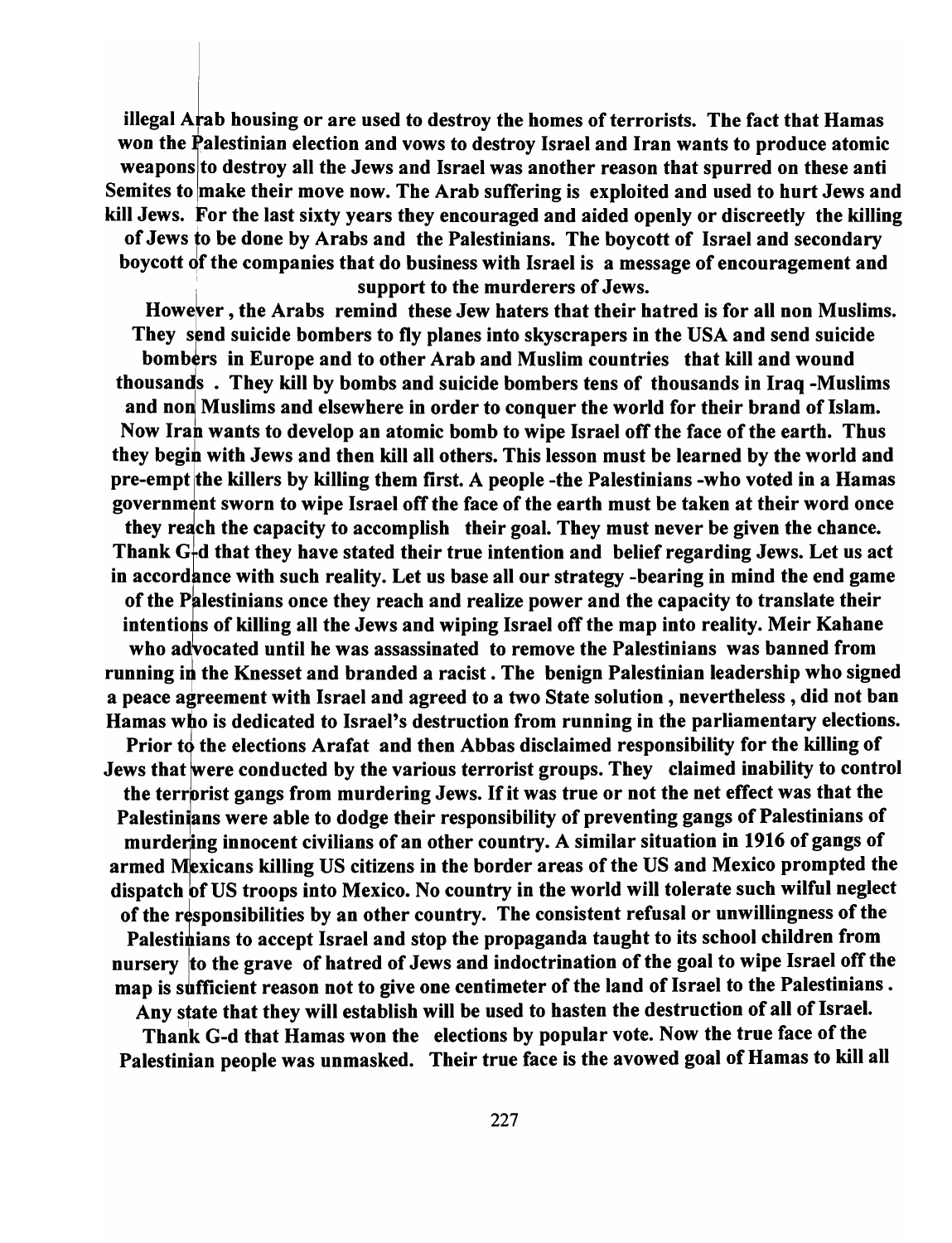illegal Arab housing or are used to destroy the homes of terrorists. The fact that Hamas won the Palestinian election and vows to destroy Israel and Iran wants to produce atomic weapons to destroy all the Jews and Israel was another reason that spurred on these anti Semites to make their move now. The Arab suffering is exploited and used to hurt Jews and kill Jews. For the last sixty years they encouraged and aided openly or discreetly the killing of Jews to be done by Arabs and the Palestinians. The boycott of Israel and secondary boycott of the companies that do business with Israel is a message of encouragement and support to the murderers of Jews.

However , the Arabs remind these Jew haters that their hatred is for all non Muslims. They send suicide bombers to fly planes into skyscrapers in the USA and send suicide bombers in Europe and to other Arab and Muslim countries that kill and wound thousands . They kill by bombs and suicide bombers tens of thousands in Iraq -Muslims and non Muslims and elsewhere in order to conquer the world for their brand of Islam. Now Iran wants to develop an atomic bomb to wipe Israel off the face of the earth. Thus they begin with Jews and then kill all others. This lesson must be learned by the world and pre-empt the killers by killing them first. A people -the Palestinians -who voted in a Hamas government sworn to wipe Israel off the face of the earth must be taken at their word once they reach the capacity to accomplish their goal. They must never be given the chance. Thank G-d that they have stated their true intention and belief regarding Jews. Let us act in accordance with such reality. Let us base all our strategy -bearing in mind the end game of the Palestinians once they reach and realize power and the capacity to translate their intentions of killing all the Jews and wiping Israel off the map into reality. Meir Kahane who advocated until he was assassinated to remove the Palestinians was banned from running in the Knesset and branded a racist . The benign Palestinian leadership who signed a peace agreement with Israel and agreed to a two State solution , nevertheless , did not ban Hamas who is dedicated to Israel's destruction from running in the parliamentary elections. Prior to the elections Arafat and then Abbas disclaimed responsibility for the killing of Jews that were conducted by the various terrorist groups. They claimed inability to control the terrorist gangs from murdering Jews. If it was true or not the net effect was that the Palestinians were able to dodge their responsibility of preventing gangs of Palestinians of murdering innocent civilians of an other country. A similar situation in 1916 of gangs of armed Mexicans killing US citizens in the border areas of the US and Mexico prompted the dispatch of US troops into Mexico. No country in the world will tolerate such wilful neglect of the responsibilities by an other country. The consistent refusal or unwillingness of the Palestinians to accept Israel and stop the propaganda taught to its school children from nursery to the grave of hatred of Jews and indoctrination of the goal to wipe Israel off the map is sufficient reason not to give one centimeter of the land of Israel to the Palestinians . Any state that they will establish will be used to hasten the destruction of all of Israel. Thank G-d that Hamas won the elections by popular vote. Now the true face of the Palestinian people was unmasked. Their true face is the avowed goal of Hamas to kill all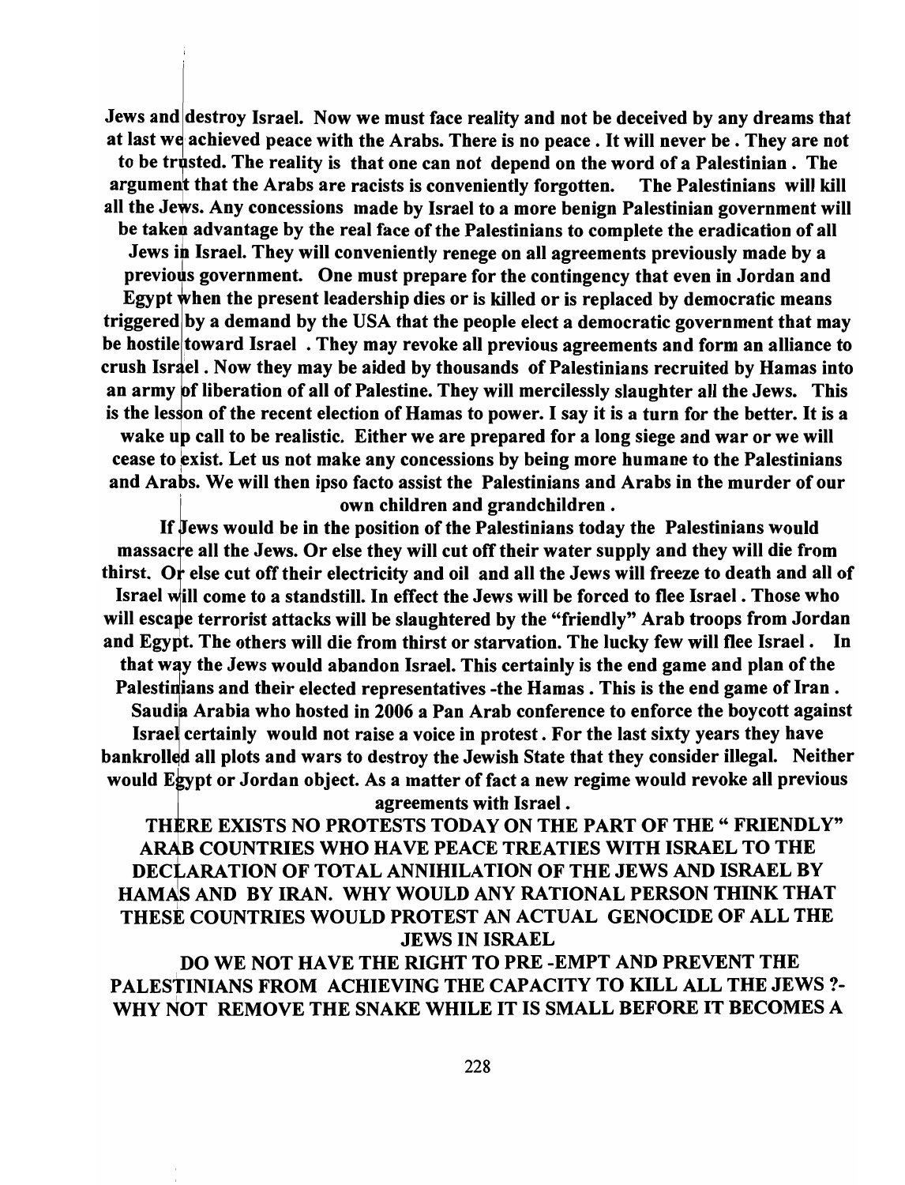**Jews and destroy Israel. Now we must face reality and not be deceived by any dreams that at last we achieved peace with the Arabs. There is no peace . It will never be . They are not to be trusted. The reality is that one can not depend on the word of a Palestinian . The argument that the Arabs are racists is conveniently forgotten. The Palestinians will kill all the Jews. Any concessions made by Israel to a more benign Palestinian government will be taken advantage by the real face of the Palestinians to complete the eradication of all Jews in Israel. They will conveniently renege on all agreements previously made by a previous government. One must prepare for the contingency that even in Jordan and Egypt when the present leadership dies or is killed or is replaced by democratic means triggered by a demand by the USA that the people elect a democratic government that may be hostile toward Israel . They may revoke all previous agreements and form an alliance to crush Israel . Now they may be aided by thousands of Palestinians recruited by Hamas into an army of liberation of all of Palestine. They will mercilessly slaughter all the Jews. This is the lesson of the recent election of Hamas to power. I say it is a turn for the better. It is a wake up call to be realistic. Either we are prepared for a long siege and war or we will cease to exist. Let us not make any concessions by being more humane to the Palestinians and Arabs. We will then ipso facto assist the Palestinians and Arabs in the murder of our own children and grandchildren .**

**If Jews would be in the position of the Palestinians today the Palestinians would massacre all the Jews. Or else they will cut off their water supply and they will die from thirst. Or else cut off their electricity and oil and all the Jews will freeze to death and all of Israel will come to a standstill. In effect the Jews will be forced to flee Israel . Those who will escape terrorist attacks will be slaughtered by the "friendly" Arab troops from Jordan and Egypt. The others will die from thirst or starvation. The lucky few will flee Israel . In that way the Jews would abandon Israel. This certainly is the end game and plan of the Palestinians and their elected representatives -the Hamas . This is the end game of Iran . Saudia Arabia who hosted in 2006 a Pan Arab conference to enforce the boycott against Israel certainly would not raise a voice in protest . For the last sixty years they have bankrolled all plots and wars to destroy the Jewish State that they consider illegal. Neither would Egypt or Jordan object. As a matter of fact a new regime would revoke all previous agreements with Israel .**

**THERE EXISTS NO PROTESTS TODAY ON THE PART OF THE " FRIENDLY" ARAB COUNTRIES WHO HAVE PEACE TREATIES WITH ISRAEL TO THE DECLARATION OF TOTAL ANNIHILATION OF THE JEWS AND ISRAEL BY HAMAS AND BY IRAN. WHY WOULD ANY RATIONAL PERSON THINK THAT THESE COUNTRIES WOULD PROTEST AN ACTUAL GENOCIDE OF ALL THE JEWS IN ISRAEL**

**DO WE NOT HAVE THE RIGHT TO PRE -EMPT AND PREVENT THE PALESTINIANS FROM ACHIEVING THE CAPACITY TO KILL ALL THE JEWS ?- WHY NOT REMOVE THE SNAKE WHILE IT IS SMALL BEFORE IT BECOMES A**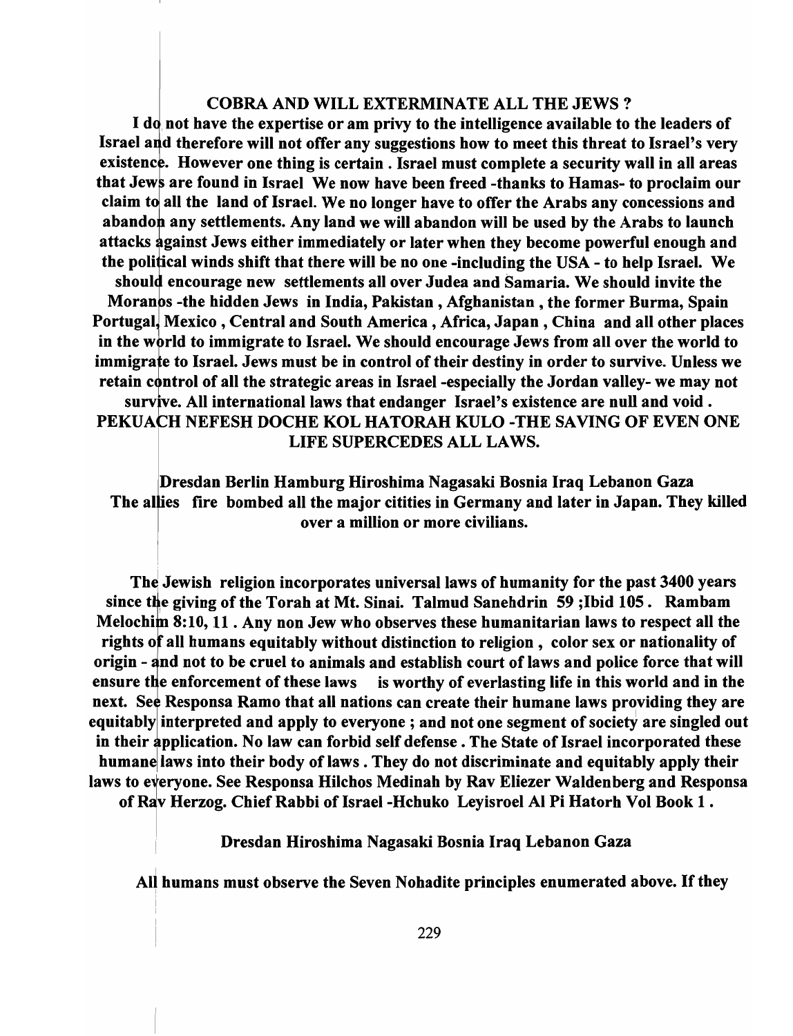**COBRA AND WILL EXTERMINATE ALL THE JEWS ?**

**I do not have the expertise or am privy to the intelligence available to the leaders of Israel and therefore will not offer any suggestions how to meet this threat to Israel's very existence. However one thing is certain . Israel must complete a security wall in all areas that Jews are found in Israel We now have been freed -thanks to Hamas- to proclaim our claim to all the land of Israel. We no longer have to offer the Arabs any concessions and abandon any settlements. Any land we will abandon will be used by the Arabs to launch attacks against Jews either immediately or later when they become powerful enough and the political winds shift that there will be no one -including the USA - to help Israel. We should encourage new settlements all over Judea and Samaria. We should invite the Moranos -the hidden Jews in India, Pakistan , Afghanistan , the former Burma, Spain Portugal, Mexico , Central and South America , Africa, Japan , China and all other places in the world to immigrate to Israel. We should encourage Jews from all over the world to immigrate to Israel. Jews must be in control of their destiny in order to survive. Unless we retain control of all the strategic areas in Israel -especially the Jordan valley- we may not survive. All international laws that endanger Israel's existence are null and void . PEKUACH NEFESH DOCHE KOL HATORAH KULO -THE SAVING OF EVEN ONE LIFE SUPERCEDES ALL LAWS.**

**Dresdan Berlin Hamburg Hiroshima Nagasaki Bosnia Iraq Lebanon Gaza The allies fire bombed all the major citities in Germany and later in Japan. They killed over a million or more civilians.**

**The Jewish religion incorporates universal laws of humanity for the past 3400 years since the giving of the Torah at Mt. Sinai. Talmud Sanehdrin 59 ;Ibid 105 . Rambam Melochim 8:10, 11 . Any non Jew who observes these humanitarian laws to respect all the rights of all humans equitably without distinction to religion , color sex or nationality of origin - and not to be cruel to animals and establish court of laws and police force that will ensure the enforcement of these laws is worthy of everlasting life in this world and in the next. See Responsa Ramo that all nations can create their humane laws providing they are equitably interpreted and apply to everyone ; and not one segment of society are singled out in their application. No law can forbid self defense . The State of Israel incorporated these humane laws into their body of laws . They do not discriminate and equitably apply their laws to everyone. See Responsa Hilchos Medinah by Rav Eliezer Waldenberg and Responsa of Rav Herzog. Chief Rabbi of Israel -Hchuko Leyisroel Al Pi Hatorh Vol Book 1 .**

**Dresdan Hiroshima Nagasaki Bosnia Iraq Lebanon Gaza**

**All humans must observe the Seven Nohadite principles enumerated above. If they**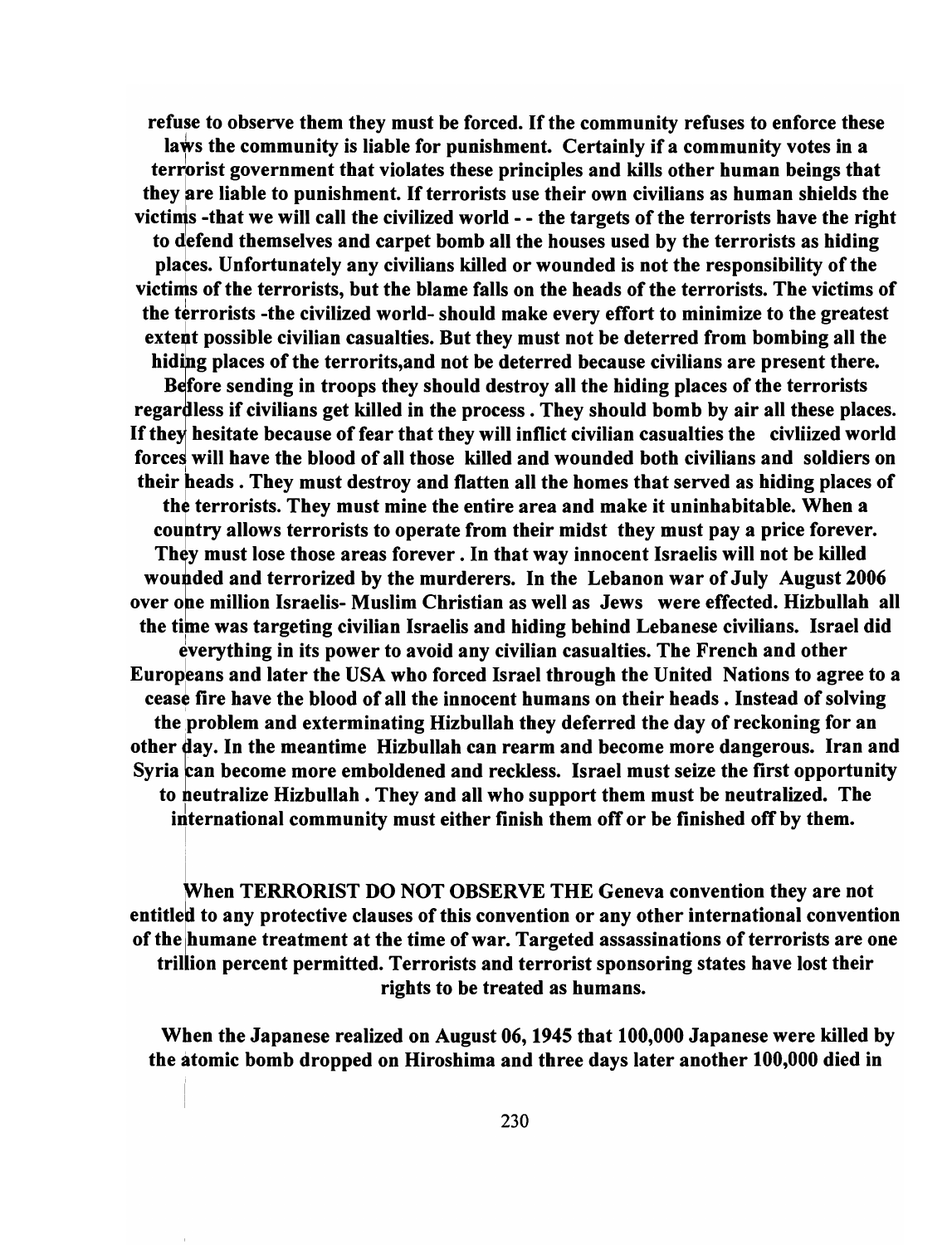**refuse to observe them they must be forced. If the community refuses to enforce these laws the community is liable for punishment. Certainly if a community votes in a terrorist government that violates these principles and kills other human beings that they are liable to punishment. If terrorists use their own civilians as human shields the victims -that we will call the civilized world - - the targets of the terrorists have the right to defend themselves and carpet bomb all the houses used by the terrorists as hiding places. Unfortunately any civilians killed or wounded is not the responsibility of the victims of the terrorists, but the blame falls on the heads of the terrorists. The victims of the terrorists -the civilized world- should make every effort to minimize to the greatest extent possible civilian casualties. But they must not be deterred from bombing all the hiding places of the terrorits,and not be deterred because civilians are present there. Before sending in troops they should destroy all the hiding places of the terrorists regardless if civilians get killed in the process . They should bomb by air all these places. If they hesitate because of fear that they will inflict civilian casualties the civliized world forces will have the blood of all those killed and wounded both civilians and soldiers on their heads . They must destroy and flatten all the homes that served as hiding places of the terrorists. They must mine the entire area and make it uninhabitable. When a country allows terrorists to operate from their midst they must pay a price forever. They must lose those areas forever . In that way innocent Israelis will not be killed wounded and terrorized by the murderers. In the Lebanon war of July August 2006 over one million Israelis- Muslim Christian as well as Jews were effected. Hizbullah all the time was targeting civilian Israelis and hiding behind Lebanese civilians. Israel did everything in its power to avoid any civilian casualties. The French and other Europeans and later the USA who forced Israel through the United Nations to agree to a cease fire have the blood of all the innocent humans on their heads . Instead of solving the problem and exterminating Hizbullah they deferred the day of reckoning for an other day. In the meantime Hizbullah can rearm and become more dangerous. Iran and Syria can become more emboldened and reckless. Israel must seize the first opportunity to neutralize Hizbullah . They and all who support them must be neutralized. The international community must either finish them off or be finished off by them.**

**When TERRORIST DO NOT OBSERVE THE Geneva convention they are not entitled to any protective clauses of this convention or any other international convention of the humane treatment at the time of war. Targeted assassinations of terrorists are one trillion percent permitted. Terrorists and terrorist sponsoring states have lost their rights to be treated as humans.**

**When the Japanese realized on August 06, 1945 that 100,000 Japanese were killed by the atomic bomb dropped on Hiroshima and three days later another 100,000 died in**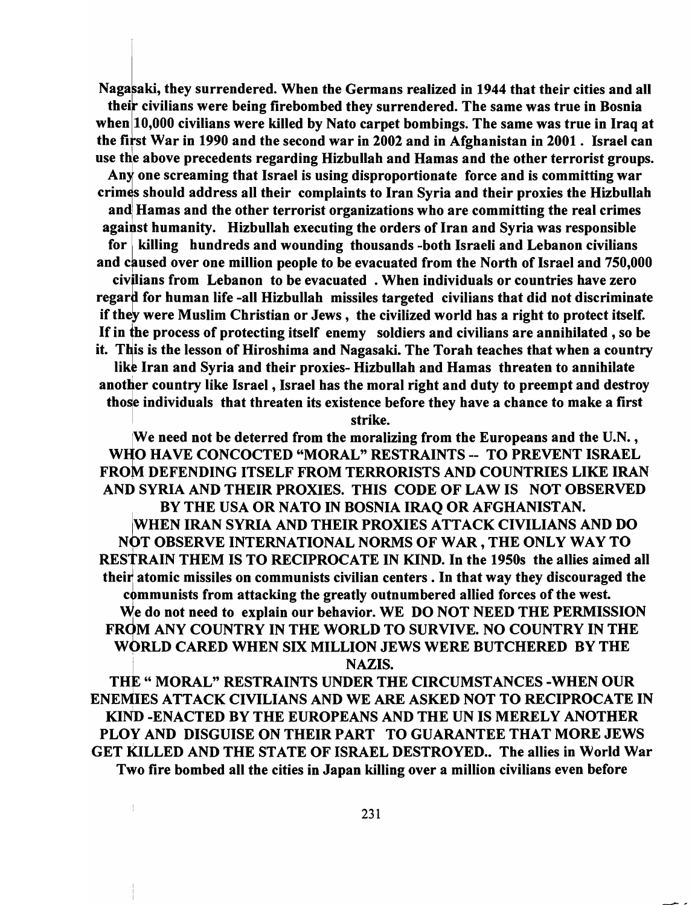**Nagasaki, they surrendered. When the Germans realized in 1944 that their cities and all their civilians were being firebombed they surrendered. The same was true in Bosnia when 10,000 civilians were killed by Nato carpet bombings. The same was true in Iraq at the first War in 1990 and the second war in 2002 and in Afghanistan in 2001. Israel can use the above precedents regarding Hizbullah and Hamas and the other terrorist groups. Any one screaming that Israel is using disproportionate force and is committing war crimes should address all their complaints to Iran Syria and their proxies the Hizbullah and Hamas and the other terrorist organizations who are committing the real crimes against humanity. Hizbullah executing the orders of Iran and Syria was responsible for killing hundreds and wounding thousands -both Israeli and Lebanon civilians and caused over one million people to be evacuated from the North of Israel and 750,000 civilians from Lebanon to be evacuated . When individuals or countries have zero regard for human life -all Hizbullah missiles targeted civilians that did not discriminate if they were Muslim Christian or Jews , the civilized world has a right to protect itself. If in the process of protecting itself enemy soldiers and civilians are annihilated , so be it. This is the lesson of Hiroshima and Nagasaki. The Torah teaches that when a country like Iran and Syria and their proxies- Hizbullah and Hamas threaten to annihilate another country like Israel , Israel has the moral right and duty to preempt and destroy those individuals that threaten its existence before they have a chance to make a first strike.**

**We need not be deterred from the moralizing from the Europeans and the U.N. , WHO HAVE CONCOCTED "MORAL" RESTRAINTS -- TO PREVENT ISRAEL FROM DEFENDING ITSELF FROM TERRORISTS AND COUNTRIES LIKE IRAN AND SYRIA AND THEIR PROXIES. THIS CODE OF LAW IS NOT OBSERVED BY THE USA OR NATO IN BOSNIA IRAQ OR AFGHANISTAN.**

**WHEN IRAN SYRIA AND THEIR PROXIES ATTACK CIVILIANS AND DO NOT OBSERVE INTERNATIONAL NORMS OF WAR , THE ONLY WAY TO RESTRAIN THEM IS TO RECIPROCATE IN KIND. In the 1950s the allies aimed all their atomic missiles on communists civilian centers . In that way they discouraged the communists from attacking the greatly outnumbered allied forces of the west.**

**We do not need to explain our behavior. WE DO NOT NEED THE PERMISSION FROM ANY COUNTRY IN THE WORLD TO SURVIVE. NO COUNTRY IN THE WORLD CARED WHEN SIX MILLION JEWS WERE BUTCHERED BY THE NAZIS.**

**THE " MORAL" RESTRAINTS UNDER THE CIRCUMSTANCES -WHEN OUR ENEMIES ATTACK CIVILIANS AND WE ARE ASKED NOT TO RECIPROCATE IN KIND -ENACTED BY THE EUROPEANS AND THE UN IS MERELY ANOTHER PLOY AND DISGUISE ON THEIR PART TO GUARANTEE THAT MORE JEWS GET KILLED AND THE STATE OF ISRAEL DESTROYED.. The allies in World War Two fire bombed all the cities in Japan killing over a million civilians even before**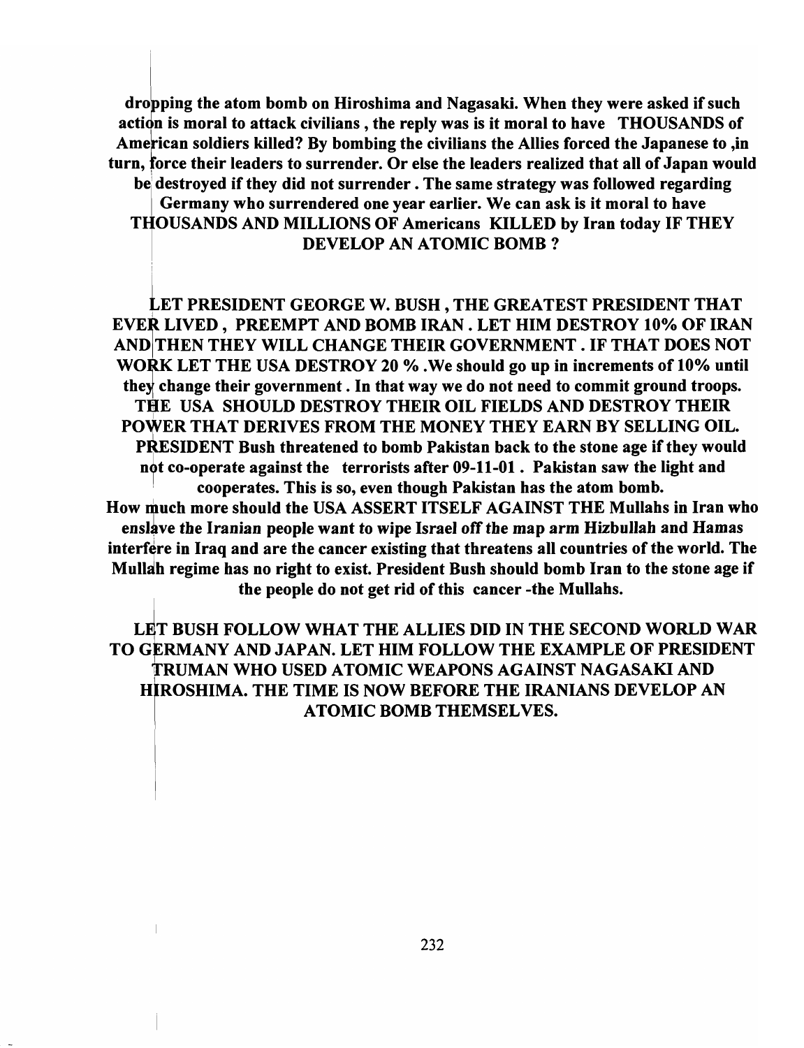**dropping the atom bomb on Hiroshima and Nagasaki. When they were asked if such action is moral to attack civilians , the reply was is it moral to have THOUSANDS of American soldiers killed? By bombing the civilians the Allies forced the Japanese to ,in turn, force their leaders to surrender. Or else the leaders realized that all of Japan would be destroyed if they did not surrender . The same strategy was followed regarding Germany who surrendered one year earlier. We can ask is it moral to have THOUSANDS AND MILLIONS OF Americans KILLED by Iran today IF THEY DEVELOP AN ATOMIC BOMB ?**

**LET PRESIDENT GEORGE W. BUSH , THE GREATEST PRESIDENT THAT EVER LIVED , PREEMPT AND BOMB IRAN . LET HIM DESTROY 10% OF IRAN AND THEN THEY WILL CHANGE THEIR GOVERNMENT . IF THAT DOES NOT WORK LET THE USA DESTROY 20 % .We should go up in increments of 10% until they change their government . In that way we do not need to commit ground troops. THE USA SHOULD DESTROY THEIR OIL FIELDS AND DESTROY THEIR POWER THAT DERIVES FROM THE MONEY THEY EARN BY SELLING OIL. PRESIDENT Bush threatened to bomb Pakistan back to the stone age if they would not co-operate against the terrorists after 09-11-01 . Pakistan saw the light and cooperates. This is so, even though Pakistan has the atom bomb. How much more should the USA ASSERT ITSELF AGAINST THE Mullahs in Iran who enslave the Iranian people want to wipe Israel off the map arm Hizbullah and Hamas interfere in Iraq and are the cancer existing that threatens all countries of the world. The Mullah regime has no right to exist. President Bush should bomb Iran to the stone age if the people do not get rid of this cancer -the Mullahs.**

**LET BUSH FOLLOW WHAT THE ALLIES DID IN THE SECOND WORLD WAR TO GERMANY AND JAPAN. LET HIM FOLLOW THE EXAMPLE OF PRESIDENT TRUMAN WHO USED ATOMIC WEAPONS AGAINST NAGASAKI AND HIROSHIMA. THE TIME IS NOW BEFORE THE IRANIANS DEVELOP AN ATOMIC BOMB THEMSELVES.**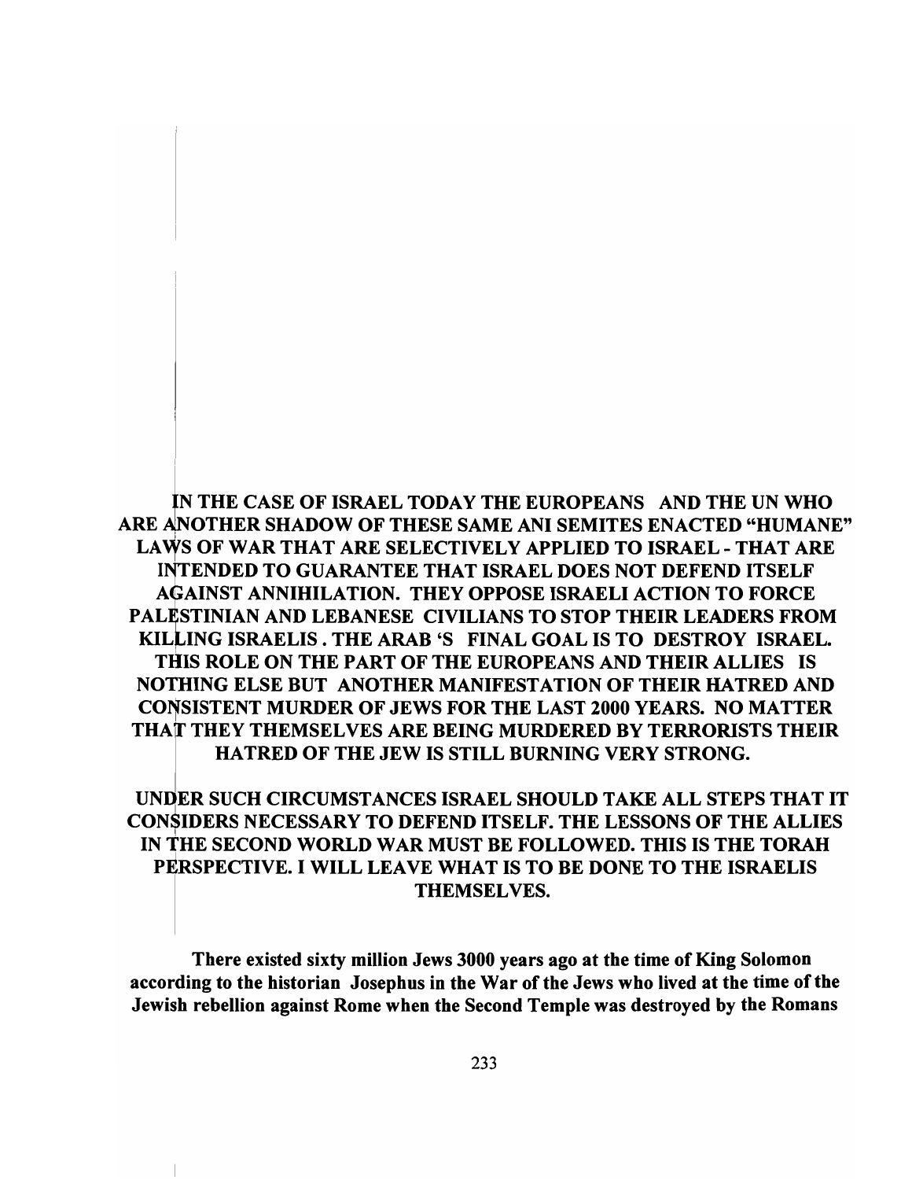**IN THE CASE OF ISRAEL TODAY THE EUROPEANS AND THE UN WHO ARE ANOTHER SHADOW OF THESE SAME ANI SEMITES ENACTED "HUMANE" LAWS OF WAR THAT ARE SELECTIVELY APPLIED TO ISRAEL - THAT ARE INTENDED TO GUARANTEE THAT ISRAEL DOES NOT DEFEND ITSELF AGAINST ANNIHILATION. THEY OPPOSE ISRAELI ACTION TO FORCE PALESTINIAN AND LEBANESE CIVILIANS TO STOP THEIR LEADERS FROM KILLING ISRAELIS . THE ARAB 'S FINAL GOAL IS TO DESTROY ISRAEL. THIS ROLE ON THE PART OF THE EUROPEANS AND THEIR ALLIES IS NOTHING ELSE BUT ANOTHER MANIFESTATION OF THEIR HATRED AND CONSISTENT MURDER OF JEWS FOR THE LAST 2000 YEARS. NO MATTER THAT THEY THEMSELVES ARE BEING MURDERED BY TERRORISTS THEIR HATRED OF THE JEW IS STILL BURNING VERY STRONG.**

**UNDER SUCH CIRCUMSTANCES ISRAEL SHOULD TAKE ALL STEPS THAT IT CONSIDERS NECESSARY TO DEFEND ITSELF. THE LESSONS OF THE ALLIES IN THE SECOND WORLD WAR MUST BE FOLLOWED. THIS IS THE TORAH PERSPECTIVE. I WILL LEAVE WHAT IS TO BE DONE TO THE ISRAELIS THEMSELVES.**

**There existed sixty million Jews 3000 years ago at the time of King Solomon according to the historian Josephus in the War of the Jews who lived at the time of the Jewish rebellion against Rome when the Second Temple was destroyed by the Romans**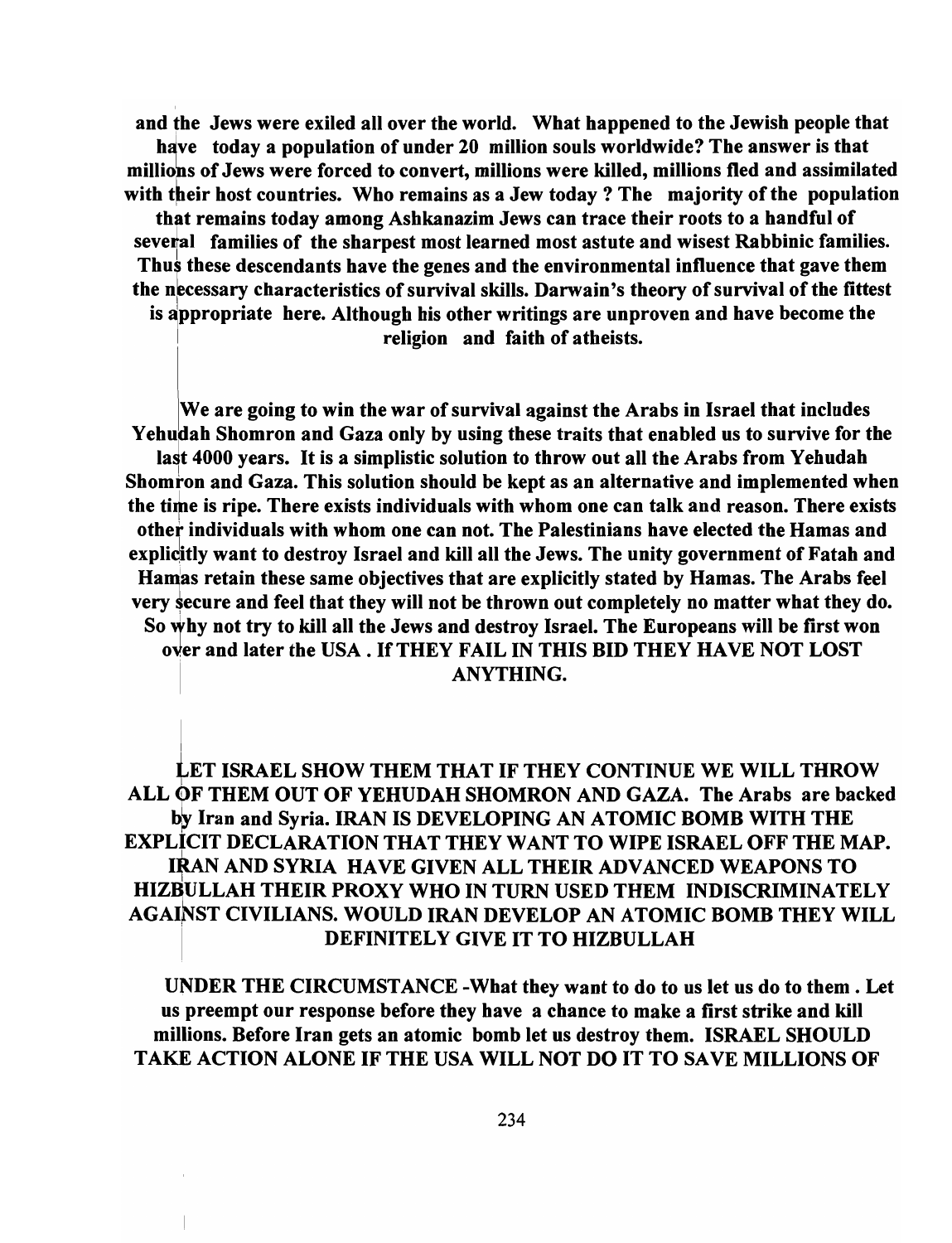**and the Jews were exiled all over the world. What happened to the Jewish people that have today a population of under 20 million souls worldwide? The answer is that millions of Jews were forced to convert, millions were killed, millions fled and assimilated with their host countries. Who remains as a Jew today ? The majority of the population that remains today among Ashkanazim Jews can trace their roots to a handful of several families of the sharpest most learned most astute and wisest Rabbinic families. Thus these descendants have the genes and the environmental influence that gave them the necessary characteristics of survival skills. Darwain's theory of survival of the fittest is appropriate here. Although his other writings are unproven and have become the religion and faith of atheists.**

**We are going to win the war of survival against the Arabs in Israel that includes Yehudah Shomron and Gaza only by using these traits that enabled us to survive for the last 4000 years. It is a simplistic solution to throw out all the Arabs from Yehudah Shomron and Gaza. This solution should be kept as an alternative and implemented when the time is ripe. There exists individuals with whom one can talk and reason. There exists other individuals with whom one can not. The Palestinians have elected the Hamas and explicitly want to destroy Israel and kill all the Jews. The unity government of Fatah and Hamas retain these same objectives that are explicitly stated by Hamas. The Arabs feel very secure and feel that they will not be thrown out completely no matter what they do. So why not try to kill all the Jews and destroy Israel. The Europeans will be first won over and later the USA . If THEY FAIL IN THIS BID THEY HAVE NOT LOST ANYTHING.**

**LET ISRAEL SHOW THEM THAT IF THEY CONTINUE WE WILL THROW ALL OF THEM OUT OF YEHUDAH SHOMRON AND GAZA. The Arabs are backed by Iran and Syria. IRAN IS DEVELOPING AN ATOMIC BOMB WITH THE EXPLICIT DECLARATION THAT THEY WANT TO WIPE ISRAEL OFF THE MAP. IRAN AND SYRIA HAVE GIVEN ALL THEIR ADVANCED WEAPONS TO HIZBULLAH THEIR PROXY WHO IN TURN USED THEM INDISCRIMINATELY AGAINST CIVILIANS. WOULD IRAN DEVELOP AN ATOMIC BOMB THEY WILL DEFINITELY GIVE IT TO HIZBULLAH**

**UNDER THE CIRCUMSTANCE -What they want to do to us let us do to them . Let us preempt our response before they have a chance to make a first strike and kill millions. Before Iran gets an atomic bomb let us destroy them. ISRAEL SHOULD TAKE ACTION ALONE IF THE USA WILL NOT DO IT TO SAVE MILLIONS OF**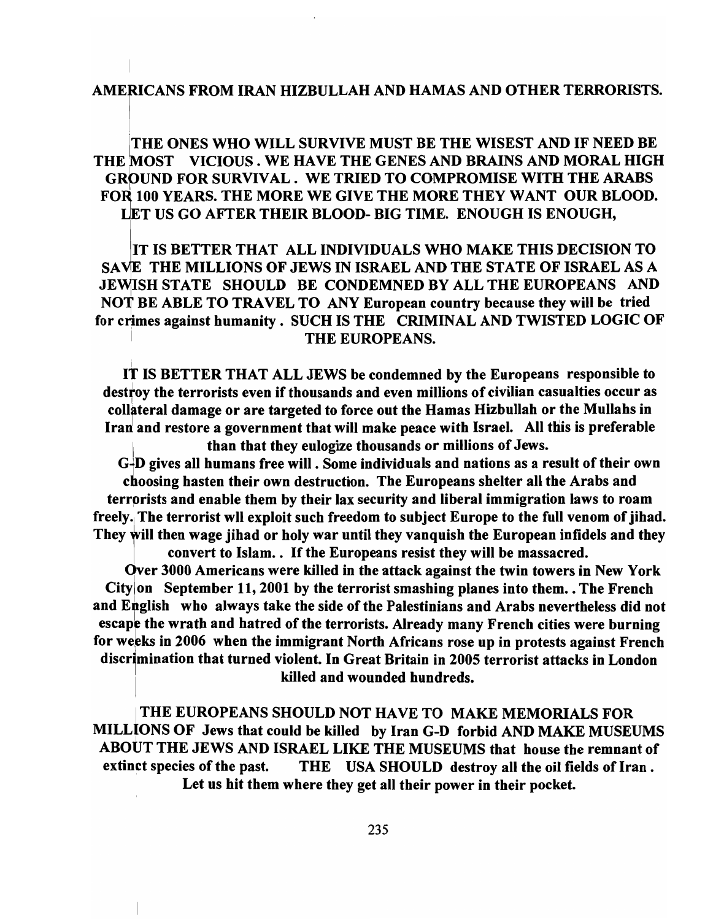AMERICANS FROM IRAN HIZBULLAH AND HAMAS AND OTHER TERRORISTS.

THE ONES WHO WILL SURVIVE MUST BE THE WISEST AND IF NEED BE THE MOST VICIOUS . WE HAVE THE GENES AND BRAINS AND MORAL HIGH GROUND FOR SURVIVAL . WE TRIED TO COMPROMISE WITH THE ARABS FOR 100 YEARS. THE MORE WE GIVE THE MORE THEY WANT OUR BLOOD. LET US GO AFTER THEIR BLOOD- BIG TIME. ENOUGH IS ENOUGH,

IT IS BETTER THAT ALL INDIVIDUALS WHO MAKE THIS DECISION TO SAVE THE MILLIONS OF JEWS IN ISRAEL AND THE STATE OF ISRAEL AS A JEWISH STATE SHOULD BE CONDEMNED BY ALL THE EUROPEANS AND NOT BE ABLE TO TRAVEL TO ANY European country because they will be tried for crimes against humanity . SUCH IS THE CRIMINAL AND TWISTED LOGIC OF THE EUROPEANS.

IT IS BETTER THAT ALL JEWS be condemned by the Europeans responsible to destroy the terrorists even if thousands and even millions of civilian casualties occur as collateral damage or are targeted to force out the Hamas Hizbullah or the Mullahs in Iran and restore a government that will make peace with Israel. All this is preferable than that they eulogize thousands or millions of Jews.

G-D gives all humans free will . Some individuals and nations as a result of their own choosing hasten their own destruction. The Europeans shelter all the Arabs and terrorists and enable them by their lax security and liberal immigration laws to roam freely. The terrorist wll exploit such freedom to subject Europe to the full venom of jihad. They will then wage jihad or holy war until they vanquish the European infidels and they convert to Islam.. If the Europeans resist they will be massacred.

Over 3000 Americans were killed in the attack against the twin towers in New York City on September 11, 2001 by the terrorist smashing planes into them.. The French and English who always take the side of the Palestinians and Arabs nevertheless did not escape the wrath and hatred of the terrorists. Already many French cities were burning for weeks in 2006 when the immigrant North Africans rose up in protests against French discrimination that turned violent. In Great Britain in 2005 terrorist attacks in London killed and wounded hundreds.

THE EUROPEANS SHOULD NOT HAVE TO MAKE MEMORIALS FOR MILLIONS OF Jews that could be killed by Iran G-D forbid AND MAKE MUSEUMS ABOUT THE JEWS AND ISRAEL LIKE THE MUSEUMS that house the remnant of extinct species of the past. THE USA SHOULD destroy all the oil fields of Iran . Let us hit them where they get all their power in their pocket.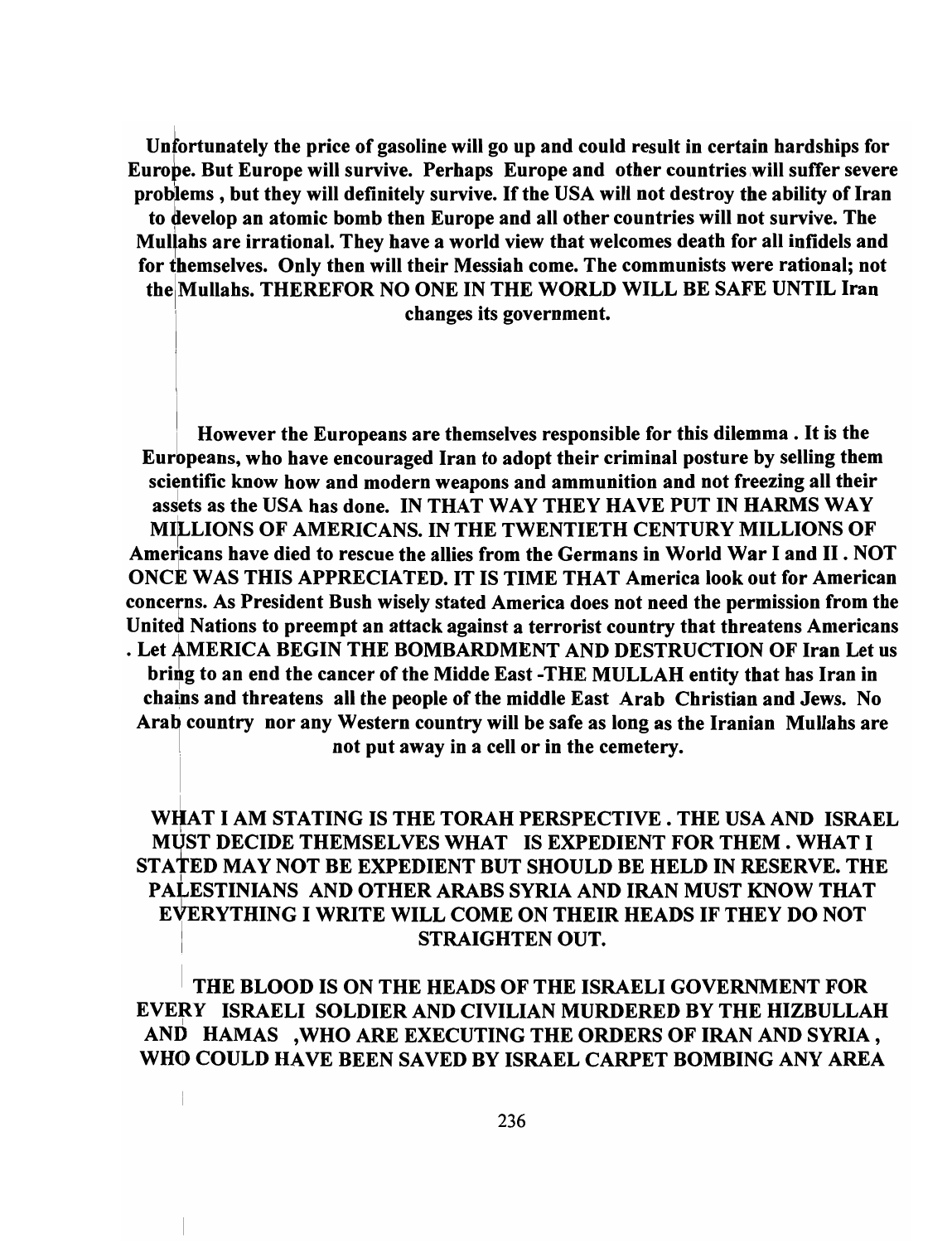**Unfortunately the price of gasoline will go up and could result in certain hardships for Europe. But Europe will survive. Perhaps Europe and other countries will suffer severe problems , but they will definitely survive. If the USA will not destroy the ability of Iran to develop an atomic bomb then Europe and all other countries will not survive. The Mullahs are irrational. They have a world view that welcomes death for all infidels and for themselves. Only then will their Messiah come. The communists were rational; not the Mullahs. THEREFOR NO ONE IN THE WORLD WILL BE SAFE UNTIL Iran changes its government.**

**However the Europeans are themselves responsible for this dilemma . It is the Europeans, who have encouraged Iran to adopt their criminal posture by selling them scientific know how and modern weapons and ammunition and not freezing all their assets as the USA has done. IN THAT WAY THEY HAVE PUT IN HARMS WAY MILLIONS OF AMERICANS. IN THE TWENTIETH CENTURY MILLIONS OF Americans have died to rescue the allies from the Germans in World War I and II . NOT ONCE WAS THIS APPRECIATED. IT IS TIME THAT America look out for American concerns. As President Bush wisely stated America does not need the permission from the United Nations to preempt an attack against a terrorist country that threatens Americans . Let AMERICA BEGIN THE BOMBARDMENT AND DESTRUCTION OF Iran Let us bring to an end the cancer of the Midde East -THE MULLAH entity that has Iran in chains and threatens all the people of the middle East Arab Christian and Jews. No Arab country nor any Western country will be safe as long as the Iranian Mullahs are not put away in a cell or in the cemetery.**

**WHAT I AM STATING IS THE TORAH PERSPECTIVE . THE USA AND ISRAEL MUST DECIDE THEMSELVES WHAT IS EXPEDIENT FOR THEM . WHAT I STATED MAY NOT BE EXPEDIENT BUT SHOULD BE HELD IN RESERVE. THE PALESTINIANS AND OTHER ARABS SYRIA AND IRAN MUST KNOW THAT EVERYTHING I WRITE WILL COME ON THEIR HEADS IF THEY DO NOT STRAIGHTEN OUT.**

**THE BLOOD IS ON THE HEADS OF THE ISRAELI GOVERNMENT FOR EVERY ISRAELI SOLDIER AND CIVILIAN MURDERED BY THE HIZBULLAH AND HAMAS ,WHO ARE EXECUTING THE ORDERS OF IRAN AND SYRIA , WHO COULD HAVE BEEN SAVED BY ISRAEL CARPET BOMBING ANY AREA**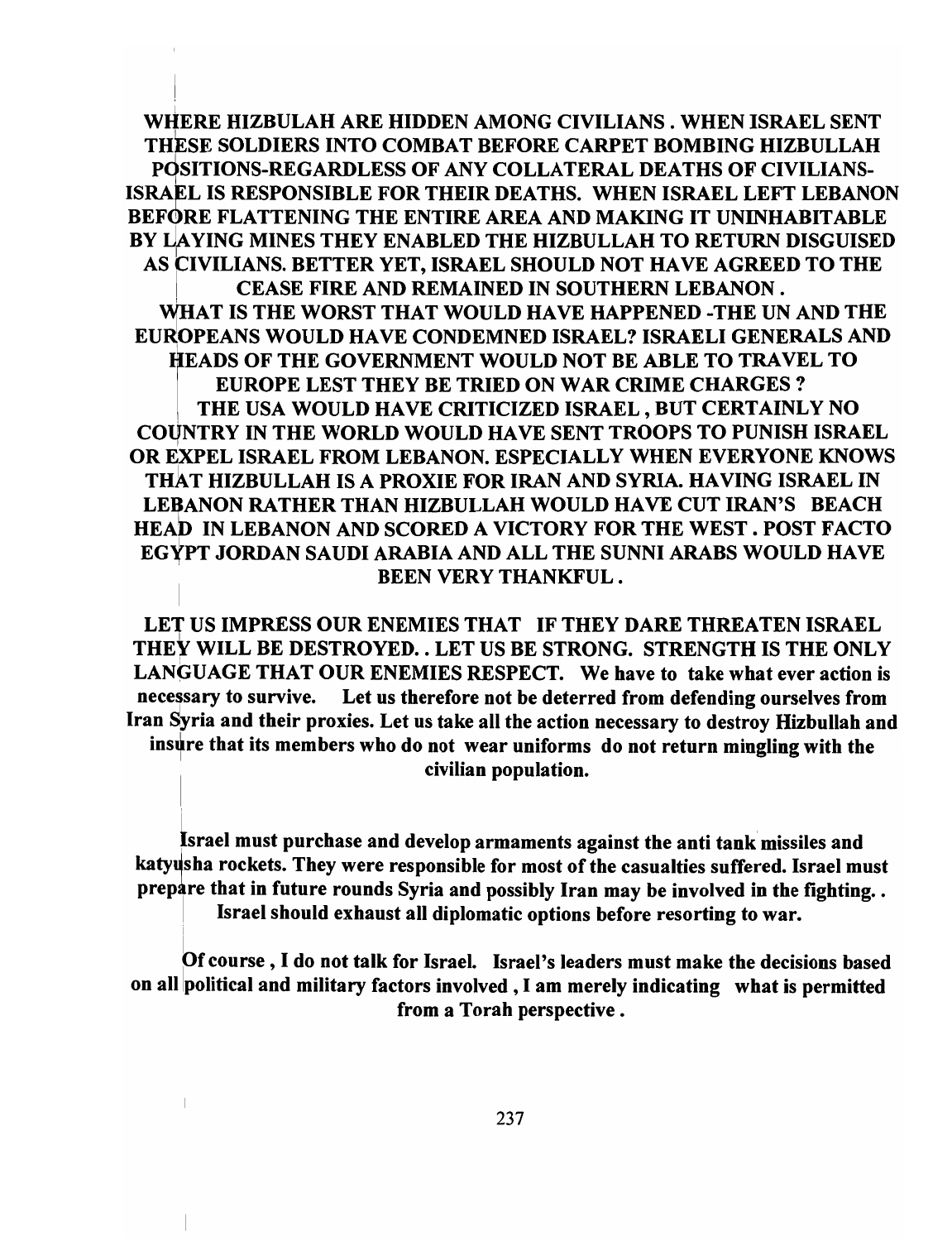**WHERE HIZBULAH ARE HIDDEN AMONG CIVILIANS . WHEN ISRAEL SENT THESE SOLDIERS INTO COMBAT BEFORE CARPET BOMBING HIZBULLAH POSITIONS-REGARDLESS OF ANY COLLATERAL DEATHS OF CIVILIANS- ISRAEL IS RESPONSIBLE FOR THEIR DEATHS. WHEN ISRAEL LEFT LEBANON BEFORE FLATTENING THE ENTIRE AREA AND MAKING IT UNINHABITABLE BY LAYING MINES THEY ENABLED THE HIZBULLAH TO RETURN DISGUISED AS CIVILIANS. BETTER YET, ISRAEL SHOULD NOT HAVE AGREED TO THE CEASE FIRE AND REMAINED IN SOUTHERN LEBANON . WHAT IS THE WORST THAT WOULD HAVE HAPPENED -THE UN AND THE EUROPEANS WOULD HAVE CONDEMNED ISRAEL? ISRAELI GENERALS AND HEADS OF THE GOVERNMENT WOULD NOT BE ABLE TO TRAVEL TO EUROPE LEST THEY BE TRIED ON WAR CRIME CHARGES ? THE USA WOULD HAVE CRITICIZED ISRAEL , BUT CERTAINLY NO COUNTRY IN THE WORLD WOULD HAVE SENT TROOPS TO PUNISH ISRAEL OR EXPEL ISRAEL FROM LEBANON. ESPECIALLY WHEN EVERYONE KNOWS THAT HIZBULLAH IS A PROXIE FOR IRAN AND SYRIA. HAVING ISRAEL IN LEBANON RATHER THAN HIZBULLAH WOULD HAVE CUT IRAN'S BEACH HEAD IN LEBANON AND SCORED A VICTORY FOR THE WEST . POST FACTO EGYPT JORDAN SAUDI ARABIA AND ALL THE SUNNI ARABS WOULD HAVE BEEN VERY THANKFUL .**

**LET US IMPRESS OUR ENEMIES THAT IF THEY DARE THREATEN ISRAEL THEY WILL BE DESTROYED. . LET US BE STRONG. STRENGTH IS THE ONLY LANGUAGE THAT OUR ENEMIES RESPECT. We have to take what ever action is necessary to survive. Let us therefore not be deterred from defending ourselves from Iran Syria and their proxies. Let us take all the action necessary to destroy Hizbullah and insure that its members who do not wear uniforms do not return mingling with the civilian population.**

**Israel must purchase and develop armaments against the anti tank missiles and katyusha rockets. They were responsible for most of the casualties suffered. Israel must prepare that in future rounds Syria and possibly Iran may be involved in the fighting. . Israel should exhaust all diplomatic options before resorting to war.**

**Of course , I do not talk for Israel. Israel's leaders must make the decisions based on all political and military factors involved , I am merely indicating what is permitted from a Torah perspective .**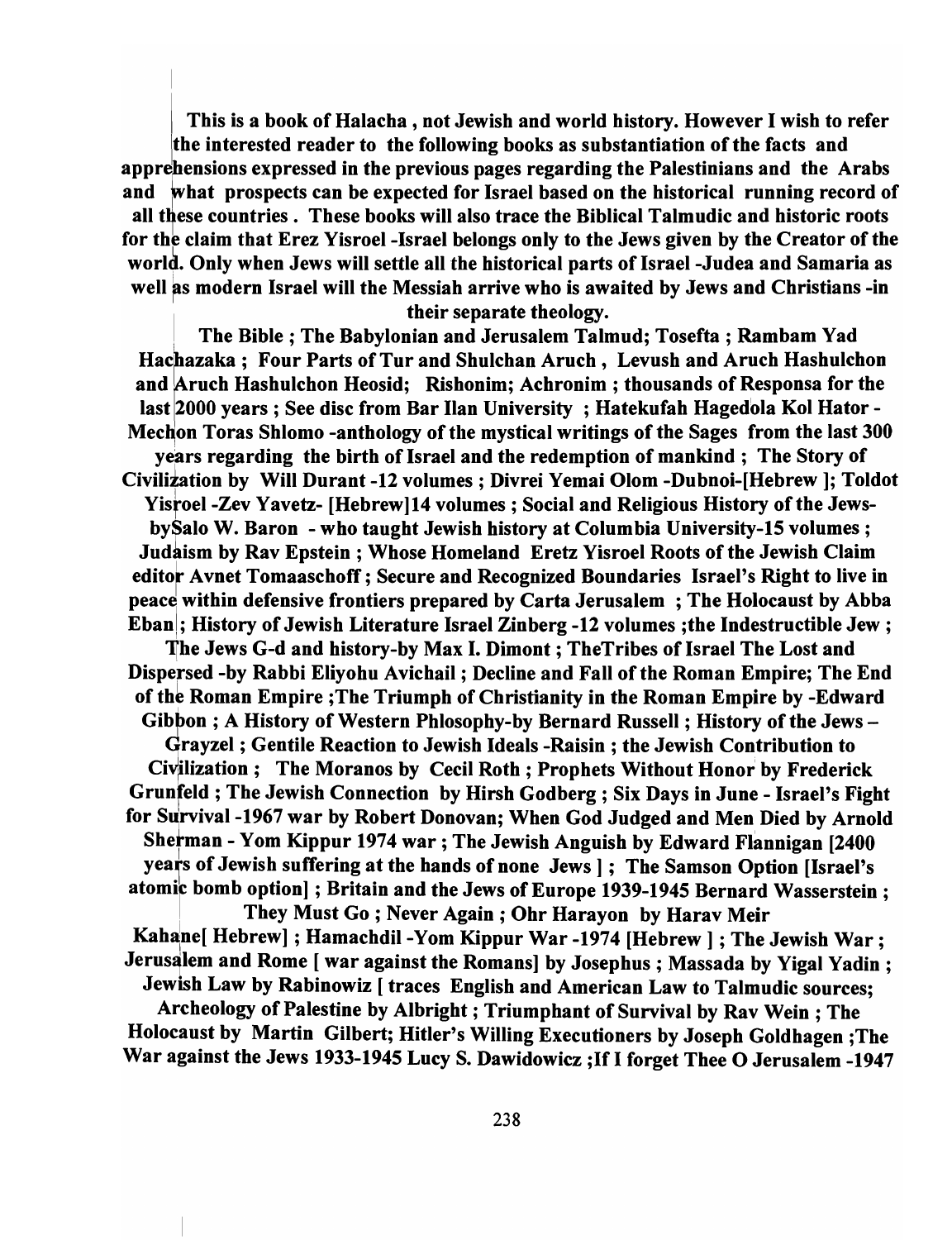**This is a book of Halacha , not Jewish and world history. However I wish to refer the interested reader to the following books as substantiation of the facts and apprehensions expressed in the previous pages regarding the Palestinians and the Arabs and what prospects can be expected for Israel based on the historical running record of all these countries . These books will also trace the Biblical Talmudic and historic roots for the claim that Erez Yisroel -Israel belongs only to the Jews given by the Creator of the world. Only when Jews will settle all the historical parts of Israel -Judea and Samaria as well as modern Israel will the Messiah arrive who is awaited by Jews and Christians -in their separate theology.**

**The Bible ; The Babylonian and Jerusalem Talmud; Tosefta ; Rambam Yad Hachazaka ; Four Parts of Tur and Shulchan Aruch , Levush and Aruch Hashulchon and Aruch Hashulchon Heosid; Rishonim; Achronim ; thousands of Responsa for the last 2000 years ; See disc from Bar Ilan University ; Hatekufah Hagedola Kol Hator -Mechon Toras Shlomo -anthology of the mystical writings of the Sages from the last 300 years regarding the birth of Israel and the redemption of mankind ; The Story of Civilization by Will Durant -12 volumes ; Divrei Yemai Olom -Dubnoi-[Hebrew ]; Toldot Yisroel -Zev Yavetz- [Hebrew]14 volumes ; Social and Religious History of the Jews-bySalo W. Baron - who taught Jewish history at Columbia University-15 volumes ; Judaism by Rav Epstein ; Whose Homeland Eretz Yisroel Roots of the Jewish Claim editor Avnet Tomaaschoff ; Secure and Recognized Boundaries Israel's Right to live in peace within defensive frontiers prepared by Carta Jerusalem ; The Holocaust by Abba Eban ; History of Jewish Literature Israel Zinberg -12 volumes ;the Indestructible Jew ; The Jews G-d and history-by Max I. Dimont ; TheTribes of Israel The Lost and Dispersed -by Rabbi Eliyohu Avichail ; Decline and Fall of the Roman Empire; The End of the Roman Empire ;The Triumph of Christianity in the Roman Empire by -Edward Gibbon ; A History of Western Phlosophy-by Bernard Russell ; History of the Jews – Grayzel ; Gentile Reaction to Jewish Ideals -Raisin ; the Jewish Contribution to Civilization ; The Moranos by Cecil Roth ; Prophets Without Honor by Frederick Grunfeld ; The Jewish Connection by Hirsh Godberg ; Six Days in June - Israel's Fight for Survival -1967 war by Robert Donovan; When God Judged and Men Died by Arnold Sherman - Yom Kippur 1974 war ; The Jewish Anguish by Edward Flannigan [2400 years of Jewish suffering at the hands of none Jews ] ; The Samson Option [Israel's atomic bomb option] ; Britain and the Jews of Europe 1939-1945 Bernard Wasserstein ; They Must Go ; Never Again ; Ohr Harayon by Harav Meir Kahane[ Hebrew] ; Hamachdil -Yom Kippur War -1974 [Hebrew ] ; The Jewish War ; Jerusalem and Rome [ war against the Romans] by Josephus ; Massada by Yigal Yadin ; Jewish Law by Rabinowiz [ traces English and American Law to Talmudic sources; Archeology of Palestine by Albright ; Triumphant of Survival by Rav Wein ; The Holocaust by Martin Gilbert; Hitler's Willing Executioners by Joseph Goldhagen ;The War against the Jews 1933-1945 Lucy S. Dawidowicz ;If I forget Thee O Jerusalem -1947**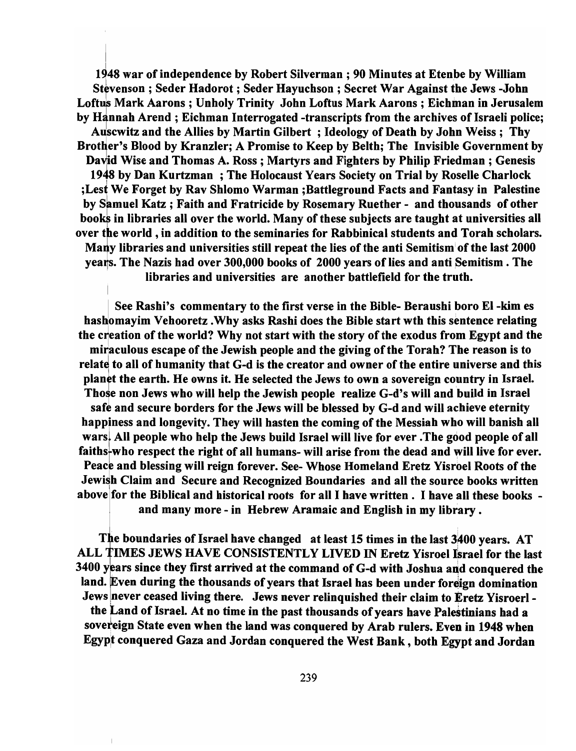**1948 war of independence by Robert Silverman ; 90 Minutes at Etenbe by William Stevenson ; Seder Hadorot ; Seder Hayuchson ; Secret War Against the Jews -John Loftus Mark Aarons ; Unholy Trinity John Loftus Mark Aarons ; Eichman in Jerusalem by Hannah Arend ; Eichman Interrogated -transcripts from the archives of Israeli police; Auscwitz and the Allies by Martin Gilbert ; Ideology of Death by John Weiss ; Thy Brother's Blood by Kranzler; A Promise to Keep by Belth; The Invisible Government by David Wise and Thomas A. Ross ; Martyrs and Fighters by Philip Friedman ; Genesis 1948 by Dan Kurtzman ; The Holocaust Years Society on Trial by Roselle Charlock ;Lest We Forget by Rav Shlomo Warman ;Battleground Facts and Fantasy in Palestine by Samuel Katz ; Faith and Fratricide by Rosemary Ruether - and thousands of other books in libraries all over the world. Many of these subjects are taught at universities all over the world , in addition to the seminaries for Rabbinical students and Torah scholars. Many libraries and universities still repeat the lies of the anti Semitism of the last 2000 years. The Nazis had over 300,000 books of 2000 years of lies and anti Semitism . The libraries and universities are another battlefield for the truth.**

**See Rashi's commentary to the first verse in the Bible- Beraushi boro El -kim es hashomayim Vehooretz .Why asks Rashi does the Bible start wth this sentence relating the creation of the world? Why not start with the story of the exodus from Egypt and the miraculous escape of the Jewish people and the giving of the Torah? The reason is to relate to all of humanity that G-d is the creator and owner of the entire universe and this planet the earth. He owns it. He selected the Jews to own a sovereign country in Israel. Those non Jews who will help the Jewish people realize G-d's will and build in Israel safe and secure borders for the Jews will be blessed by G-d and will achieve eternity happiness and longevity. They will hasten the coming of the Messiah who will banish all wars. All people who help the Jews build Israel will live for ever .The good people of all faiths-who respect the right of all humans- will arise from the dead and will live for ever. Peace and blessing will reign forever. See- Whose Homeland Eretz Yisroel Roots of the Jewish Claim and Secure and Recognized Boundaries and all the source books written above for the Biblical and historical roots for all I have written . I have all these books - and many more - in Hebrew Aramaic and English in my library .**

**The boundaries of Israel have changed at least 15 times in the last 3400 years. AT ALL TIMES JEWS HAVE CONSISTENTLY LIVED IN Eretz Yisroel Israel for the last 3400 years since they first arrived at the command of G-d with Joshua and conquered the land. Even during the thousands of years that Israel has been under foreign domination Jews never ceased living there. Jews never relinquished their claim to Eretz Yisroerl - the Land of Israel. At no time in the past thousands of years have Palestinians had a sovereign State even when the land was conquered by Arab rulers. Even in 1948 when Egypt conquered Gaza and Jordan conquered the West Bank , both Egypt and Jordan**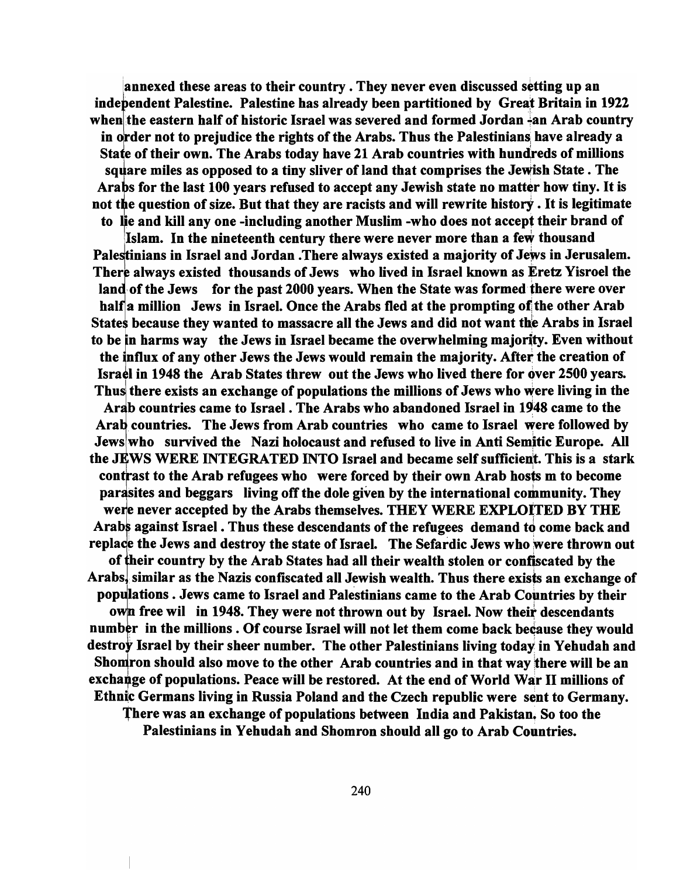annexed these areas to their country . They never even discussed setting up an independent Palestine. Palestine has already been partitioned by Great Britain in 1922 when the eastern half of historic Israel was severed and formed Jordan -an Arab country in order not to prejudice the rights of the Arabs. Thus the Palestinians have already a State of their own. The Arabs today have 21 Arab countries with hundreds of millions square miles as opposed to a tiny sliver of land that comprises the Jewish State . The Arabs for the last 100 years refused to accept any Jewish state no matter how tiny. It is not the question of size. But that they are racists and will rewrite history . It is legitimate to lie and kill any one -including another Muslim -who does not accept their brand of Islam. In the nineteenth century there were never more than a few thousand Palestinians in Israel and Jordan .There always existed a majority of Jews in Jerusalem. There always existed thousands of Jews who lived in Israel known as Eretz Yisroel the land of the Jews for the past 2000 years. When the State was formed there were over half a million Jews in Israel. Once the Arabs fled at the prompting of the other Arab States because they wanted to massacre all the Jews and did not want the Arabs in Israel to be in harms way the Jews in Israel became the overwhelming majority. Even without the influx of any other Jews the Jews would remain the majority. After the creation of Israel in 1948 the Arab States threw out the Jews who lived there for over 2500 years. Thus there exists an exchange of populations the millions of Jews who were living in the Arab countries came to Israel . The Arabs who abandoned Israel in 1948 came to the Arab countries. The Jews from Arab countries who came to Israel were followed by Jews who survived the Nazi holocaust and refused to live in Anti Semitic Europe. All the JEWS WERE INTEGRATED INTO Israel and became self sufficient. This is a stark contrast to the Arab refugees who were forced by their own Arab hosts m to become parasites and beggars living off the dole given by the international community. They were never accepted by the Arabs themselves. THEY WERE EXPLOITED BY THE Arabs against Israel . Thus these descendants of the refugees demand to come back and replace the Jews and destroy the state of Israel. The Sefardic Jews who were thrown out of their country by the Arab States had all their wealth stolen or confiscated by the Arabs, similar as the Nazis confiscated all Jewish wealth. Thus there exists an exchange of populations . Jews came to Israel and Palestinians came to the Arab Countries by their own free wil in 1948. They were not thrown out by Israel. Now their descendants number in the millions . Of course Israel will not let them come back because they would destroy Israel by their sheer number. The other Palestinians living today in Yehudah and Shomron should also move to the other Arab countries and in that way there will be an exchange of populations. Peace will be restored. At the end of World War II millions of Ethnic Germans living in Russia Poland and the Czech republic were sent to Germany. There was an exchange of populations between India and Pakistan. So too the Palestinians in Yehudah and Shomron should all go to Arab Countries.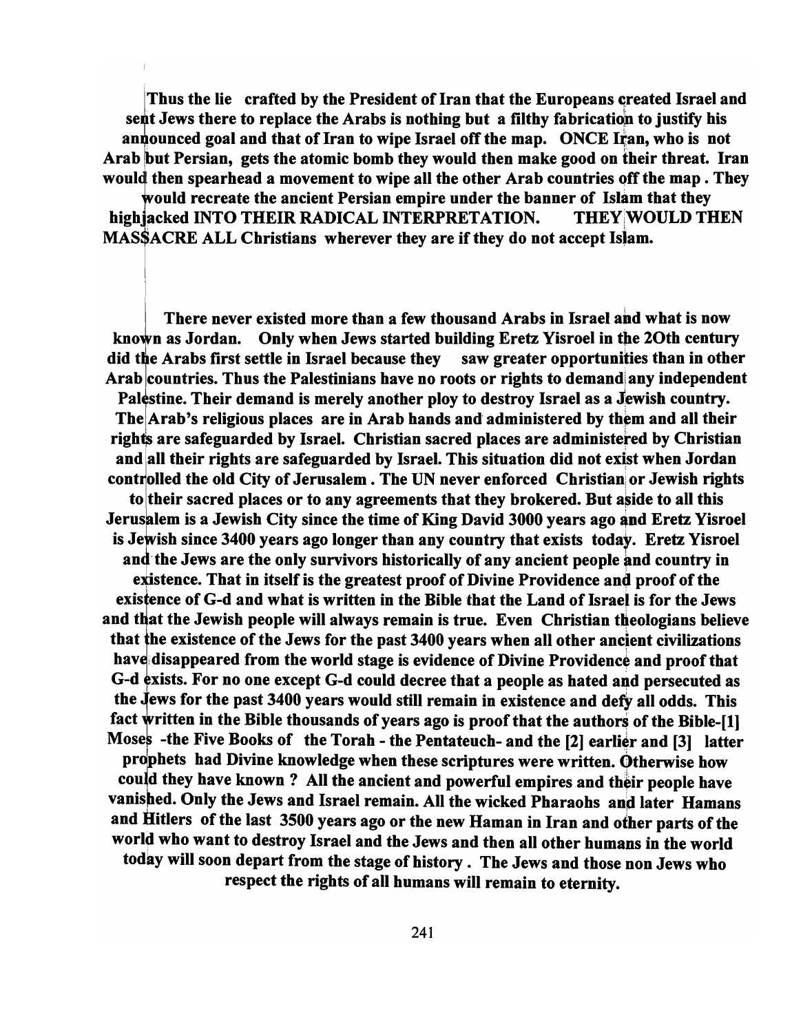**Thus the lie crafted by the President of Iran that the Europeans created Israel and sent Jews there to replace the Arabs is nothing but a filthy fabrication to justify his announced goal and that of Iran to wipe Israel off the map. ONCE Iran, who is not Arab but Persian, gets the atomic bomb they would then make good on their threat. Iran would then spearhead a movement to wipe all the other Arab countries off the map . They would recreate the ancient Persian empire under the banner of Islam that they highjacked INTO THEIR RADICAL INTERPRETATION. THEY WOULD THEN MASSACRE ALL Christians wherever they are if they do not accept Islam.**

**There never existed more than a few thousand Arabs in Israel and what is now known as Jordan. Only when Jews started building Eretz Yisroel in the 2Oth century did the Arabs first settle in Israel because they saw greater opportunities than in other Arab countries. Thus the Palestinians have no roots or rights to demand any independent Palestine. Their demand is merely another ploy to destroy Israel as a Jewish country. The Arab's religious places are in Arab hands and administered by them and all their rights are safeguarded by Israel. Christian sacred places are administered by Christian and all their rights are safeguarded by Israel. This situation did not exist when Jordan controlled the old City of Jerusalem . The UN never enforced Christian or Jewish rights to their sacred places or to any agreements that they brokered. But aside to all this Jerusalem is a Jewish City since the time of King David 3000 years ago and Eretz Yisroel is Jewish since 3400 years ago longer than any country that exists today. Eretz Yisroel and the Jews are the only survivors historically of any ancient people and country in existence. That in itself is the greatest proof of Divine Providence and proof of the existence of G-d and what is written in the Bible that the Land of Israel is for the Jews and that the Jewish people will always remain is true. Even Christian theologians believe that the existence of the Jews for the past 3400 years when all other ancient civilizations have disappeared from the world stage is evidence of Divine Providence and proof that G-d exists. For no one except G-d could decree that a people as hated and persecuted as the Jews for the past 3400 years would still remain in existence and defy all odds. This fact written in the Bible thousands of years ago is proof that the authors of the Bible-[1] Moses -the Five Books of the Torah - the Pentateuch- and the [2] earlier and [3] latter prophets had Divine knowledge when these scriptures were written. Otherwise how could they have known ? All the ancient and powerful empires and their people have vanished. Only the Jews and Israel remain. All the wicked Pharaohs and later Hamans and Hitlers of the last 3500 years ago or the new Haman in Iran and other parts of the world who want to destroy Israel and the Jews and then all other humans in the world today will soon depart from the stage of history . The Jews and those non Jews who respect the rights of all humans will remain to eternity.**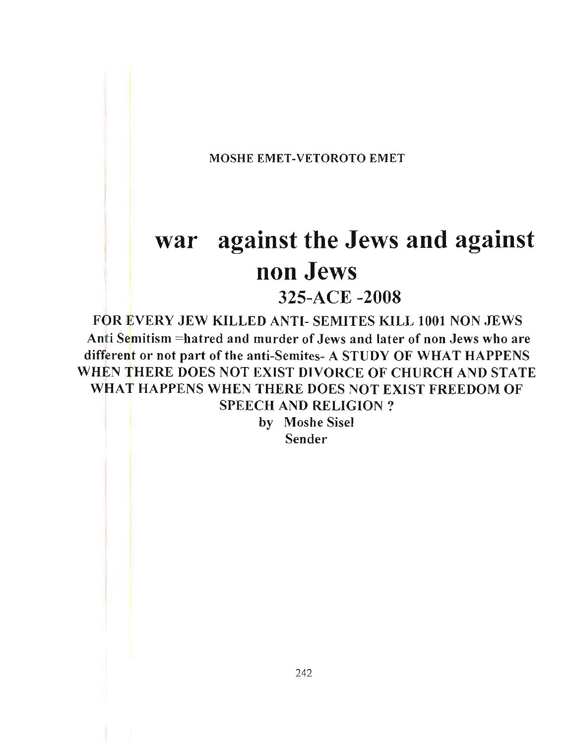MOSHE EMET-VETOROTO EMET

# war against the Jews and against non Jews

## 325-ACE -2008

**FOR EVERY JEW KILLED ANTI- SEMITES KILL 1001 NON JEWS**
**Anti Semitism =hatred and murder of Jews and later of non Jews who are different or not part of the anti-Semites- A STUDY OF WHAT HAPPENS WHEN THERE DOES NOT EXIST DIVORCE OF CHURCH AND STATE WHAT HAPPENS WHEN THERE DOES NOT EXIST FREEDOM OF SPEECH AND RELIGION ?**

**by Moshe Sisel Sender**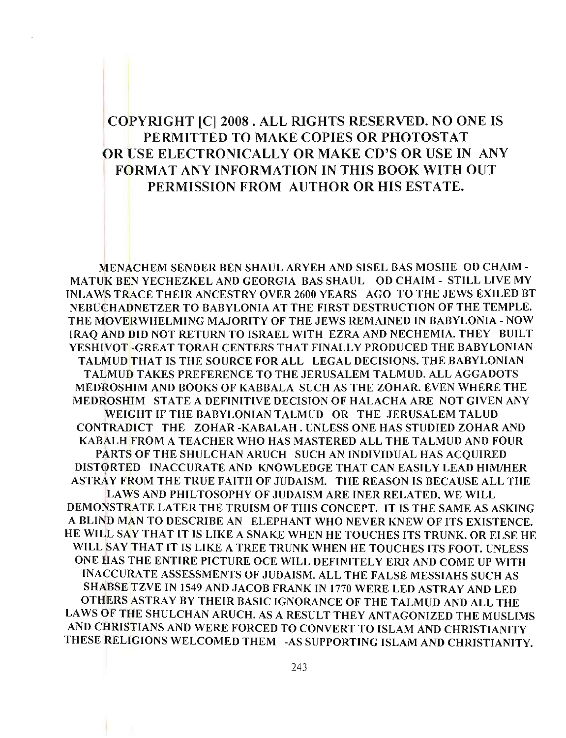**COPYRIGHT [C] 2008 . ALL RIGHTS RESERVED. NO ONE IS PERMITTED TO MAKE COPIES OR PHOTOSTAT OR USE ELECTRONICALLY OR MAKE CD'S OR USE IN ANY FORMAT ANY INFORMATION IN THIS BOOK WITH OUT PERMISSION FROM AUTHOR OR HIS ESTATE.**

MENACHEM SENDER BEN SHAUL ARYEH AND SISEL BAS MOSHE OD CHAIM - MATUK BEN YECHEZKEL AND GEORGIA BAS SHAUL OD CHAIM - STILL LIVE MY INLAWS TRACE THEIR ANCESTRY OVER 2600 YEARS AGO TO THE JEWS EXILED BT NEBUCHADNETZER TO BABYLONIA AT THE FIRST DESTRUCTION OF THE TEMPLE. THE MOVERWHELMING MAJORITY OF THE JEWS REMAINED IN BABYLONIA - NOW IRAQ AND DID NOT RETURN TO ISRAEL WITH EZRA AND NECHEMIA. THEY BUILT YESHIVOT -GREAT TORAH CENTERS THAT FINALLY PRODUCED THE BABYLONIAN TALMUD THAT IS THE SOURCE FOR ALL LEGAL DECISIONS. THE BABYLONIAN TALMUD TAKES PREFERENCE TO THE JERUSALEM TALMUD. ALL AGGADOTS MEDROSHIM AND BOOKS OF KABBALA SUCH AS THE ZOHAR. EVEN WHERE THE MEDROSHIM STATE A DEFINITIVE DECISION OF HALACHA ARE NOT GIVEN ANY WEIGHT IF THE BABYLONIAN TALMUD OR THE JERUSALEM TALUD CONTRADICT THE ZOHAR -KABALAH . UNLESS ONE HAS STUDIED ZOHAR AND KABALH FROM A TEACHER WHO HAS MASTERED ALL THE TALMUD AND FOUR PARTS OF THE SHULCHAN ARUCH SUCH AN INDIVIDUAL HAS ACQUIRED DISTORTED INACCURATE AND KNOWLEDGE THAT CAN EASILY LEAD HIM/HER ASTRAY FROM THE TRUE FAITH OF JUDAISM. THE REASON IS BECAUSE ALL THE LAWS AND PHILTOSOPHY OF JUDAISM ARE INER RELATED. WE WILL DEMONSTRATE LATER THE TRUISM OF THIS CONCEPT. IT IS THE SAME AS ASKING A BLIND MAN TO DESCRIBE AN ELEPHANT WHO NEVER KNEW OF ITS EXISTENCE. HE WILL SAY THAT IT IS LIKE A SNAKE WHEN HE TOUCHES ITS TRUNK. OR ELSE HE WILL SAY THAT IT IS LIKE A TREE TRUNK WHEN HE TOUCHES ITS FOOT. UNLESS ONE HAS THE ENTIRE PICTURE OCE WILL DEFINITELY ERR AND COME UP WITH INACCURATE ASSESSMENTS OF JUDAISM. ALL THE FALSE MESSIAHS SUCH AS SHABSE TZVE IN 1549 AND JACOB FRANK IN 1770 WERE LED ASTRAY AND LED OTHERS ASTRAY BY THEIR BASIC IGNORANCE OF THE TALMUD AND ALL THE LAWS OF THE SHULCHAN ARUCH. AS A RESULT THEY ANTAGONIZED THE MUSLIMS AND CHRISTIANS AND WERE FORCED TO CONVERT TO ISLAM AND CHRISTIANITY THESE RELIGIONS WELCOMED THEM -AS SUPPORTING ISLAM AND CHRISTIANITY.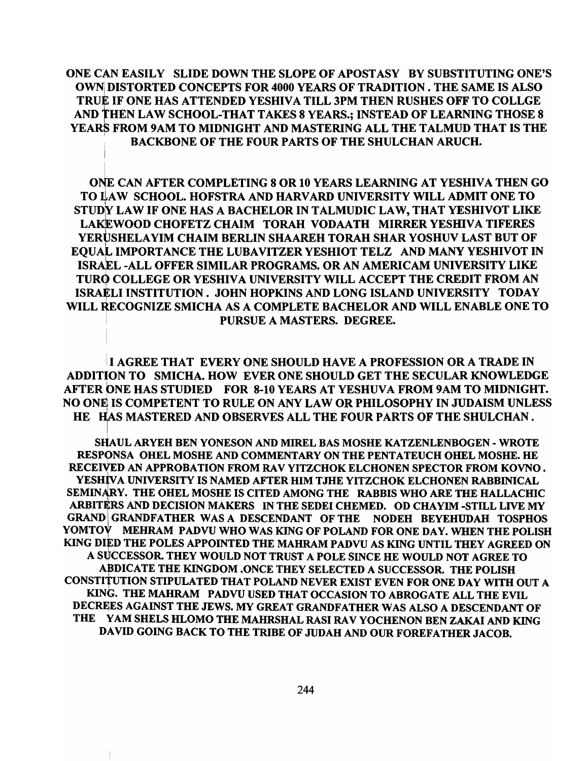**ONE CAN EASILY SLIDE DOWN THE SLOPE OF APOSTASY BY SUBSTITUTING ONE'S OWN DISTORTED CONCEPTS FOR 4000 YEARS OF TRADITION . THE SAME IS ALSO TRUE IF ONE HAS ATTENDED YESHIVA TILL 3PM THEN RUSHES OFF TO COLLGE AND THEN LAW SCHOOL-THAT TAKES 8 YEARS.; INSTEAD OF LEARNING THOSE 8 YEARS FROM 9AM TO MIDNIGHT AND MASTERING ALL THE TALMUD THAT IS THE BACKBONE OF THE FOUR PARTS OF THE SHULCHAN ARUCH.**

**ONE CAN AFTER COMPLETING 8 OR 10 YEARS LEARNING AT YESHIVA THEN GO TO LAW SCHOOL. HOFSTRA AND HARVARD UNIVERSITY WILL ADMIT ONE TO STUDY LAW IF ONE HAS A BACHELOR IN TALMUDIC LAW, THAT YESHIVOT LIKE LAKEWOOD CHOFETZ CHAIM TORAH VODAATH MIRRER YESHIVA TIFERES YERUSHELAYIM CHAIM BERLIN SHAAREH TORAH SHAR YOSHUV LAST BUT OF EQUAL IMPORTANCE THE LUBAVITZER YESHIOT TELZ AND MANY YESHIVOT IN ISRAEL -ALL OFFER SIMILAR PROGRAMS. OR AN AMERICAM UNIVERSITY LIKE TURO COLLEGE OR YESHIVA UNIVERSITY WILL ACCEPT THE CREDIT FROM AN ISRAELI INSTITUTION . JOHN HOPKINS AND LONG ISLAND UNIVERSITY TODAY WILL RECOGNIZE SMICHA AS A COMPLETE BACHELOR AND WILL ENABLE ONE TO PURSUE A MASTERS. DEGREE.**

**I AGREE THAT EVERY ONE SHOULD HAVE A PROFESSION OR A TRADE IN ADDITION TO SMICHA. HOW EVER ONE SHOULD GET THE SECULAR KNOWLEDGE AFTER ONE HAS STUDIED FOR 8-10 YEARS AT YESHUVA FROM 9AM TO MIDNIGHT. NO ONE IS COMPETENT TO RULE ON ANY LAW OR PHILOSOPHY IN JUDAISM UNLESS HE HAS MASTERED AND OBSERVES ALL THE FOUR PARTS OF THE SHULCHAN .**

**SHAUL ARYEH BEN YONESON AND MIREL BAS MOSHE KATZENLENBOGEN - WROTE RESPONSA OHEL MOSHE AND COMMENTARY ON THE PENTATEUCH OHEL MOSHE. HE RECEIVED AN APPROBATION FROM RAV YITZCHOK ELCHONEN SPECTOR FROM KOVNO . YESHIVA UNIVERSITY IS NAMED AFTER HIM TJHE YITZCHOK ELCHONEN RABBINICAL SEMINARY. THE OHEL MOSHE IS CITED AMONG THE RABBIS WHO ARE THE HALLACHIC ARBITERS AND DECISION MAKERS IN THE SEDEI CHEMED. OD CHAYIM -STILL LIVE MY GRAND GRANDFATHER WAS A DESCENDANT OF THE NODEH BEYEHUDAH TOSPHOS YOMTOV MEHRAM PADVU WHO WAS KING OF POLAND FOR ONE DAY. WHEN THE POLISH KING DIED THE POLES APPOINTED THE MAHRAM PADVU AS KING UNTIL THEY AGREED ON A SUCCESSOR. THEY WOULD NOT TRUST A POLE SINCE HE WOULD NOT AGREE TO ABDICATE THE KINGDOM .ONCE THEY SELECTED A SUCCESSOR. THE POLISH CONSTITUTION STIPULATED THAT POLAND NEVER EXIST EVEN FOR ONE DAY WITH OUT A KING. THE MAHRAM PADVU USED THAT OCCASION TO ABROGATE ALL THE EVIL DECREES AGAINST THE JEWS. MY GREAT GRANDFATHER WAS ALSO A DESCENDANT OF THE YAM SHELS HLOMO THE MAHRSHAL RASI RAV YOCHENON BEN ZAKAI AND KING DAVID GOING BACK TO THE TRIBE OF JUDAH AND OUR FOREFATHER JACOB.**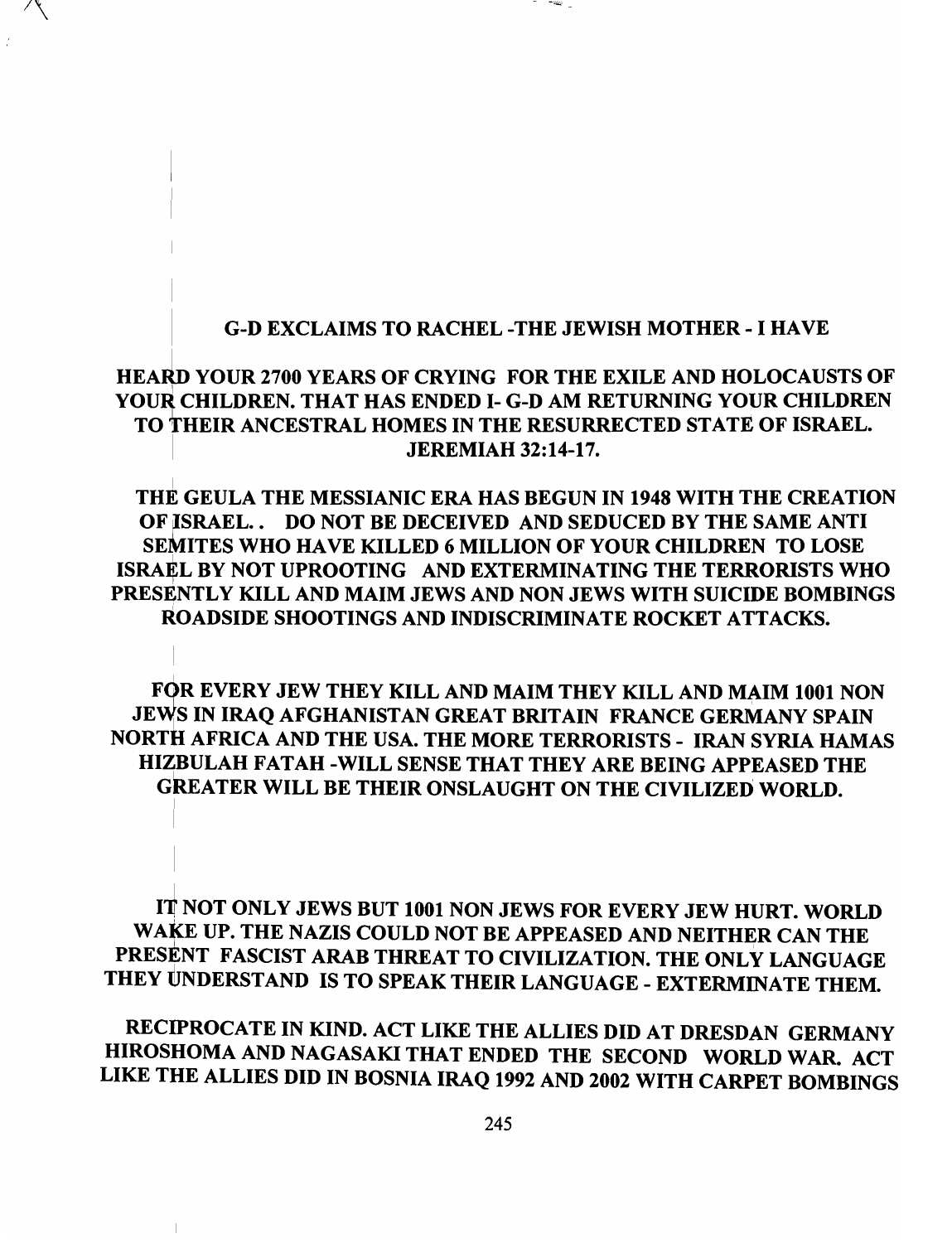G-D EXCLAIMS TO RACHEL -THE JEWISH MOTHER - I HAVE

HEARD YOUR 2700 YEARS OF CRYING FOR THE EXILE AND HOLOCAUSTS OF YOUR CHILDREN. THAT HAS ENDED I- G-D AM RETURNING YOUR CHILDREN TO THEIR ANCESTRAL HOMES IN THE RESURRECTED STATE OF ISRAEL. JEREMIAH 32:14-17.

THE GEULA THE MESSIANIC ERA HAS BEGUN IN 1948 WITH THE CREATION OF ISRAEL. . DO NOT BE DECEIVED AND SEDUCED BY THE SAME ANTI SEMITES WHO HAVE KILLED 6 MILLION OF YOUR CHILDREN TO LOSE ISRAEL BY NOT UPROOTING AND EXTERMINATING THE TERRORISTS WHO PRESENTLY KILL AND MAIM JEWS AND NON JEWS WITH SUICIDE BOMBINGS ROADSIDE SHOOTINGS AND INDISCRIMINATE ROCKET ATTACKS.

FOR EVERY JEW THEY KILL AND MAIM THEY KILL AND MAIM 1001 NON JEWS IN IRAQ AFGHANISTAN GREAT BRITAIN FRANCE GERMANY SPAIN NORTH AFRICA AND THE USA. THE MORE TERRORISTS - IRAN SYRIA HAMAS HIZBULAH FATAH -WILL SENSE THAT THEY ARE BEING APPEASED THE GREATER WILL BE THEIR ONSLAUGHT ON THE CIVILIZED WORLD.

IT NOT ONLY JEWS BUT 1001 NON JEWS FOR EVERY JEW HURT. WORLD WAKE UP. THE NAZIS COULD NOT BE APPEASED AND NEITHER CAN THE PRESENT FASCIST ARAB THREAT TO CIVILIZATION. THE ONLY LANGUAGE THEY UNDERSTAND IS TO SPEAK THEIR LANGUAGE - EXTERMINATE THEM.

RECIPROCATE IN KIND. ACT LIKE THE ALLIES DID AT DRESDAN GERMANY HIROSHOMA AND NAGASAKI THAT ENDED THE SECOND WORLD WAR. ACT LIKE THE ALLIES DID IN BOSNIA IRAQ 1992 AND 2002 WITH CARPET BOMBINGS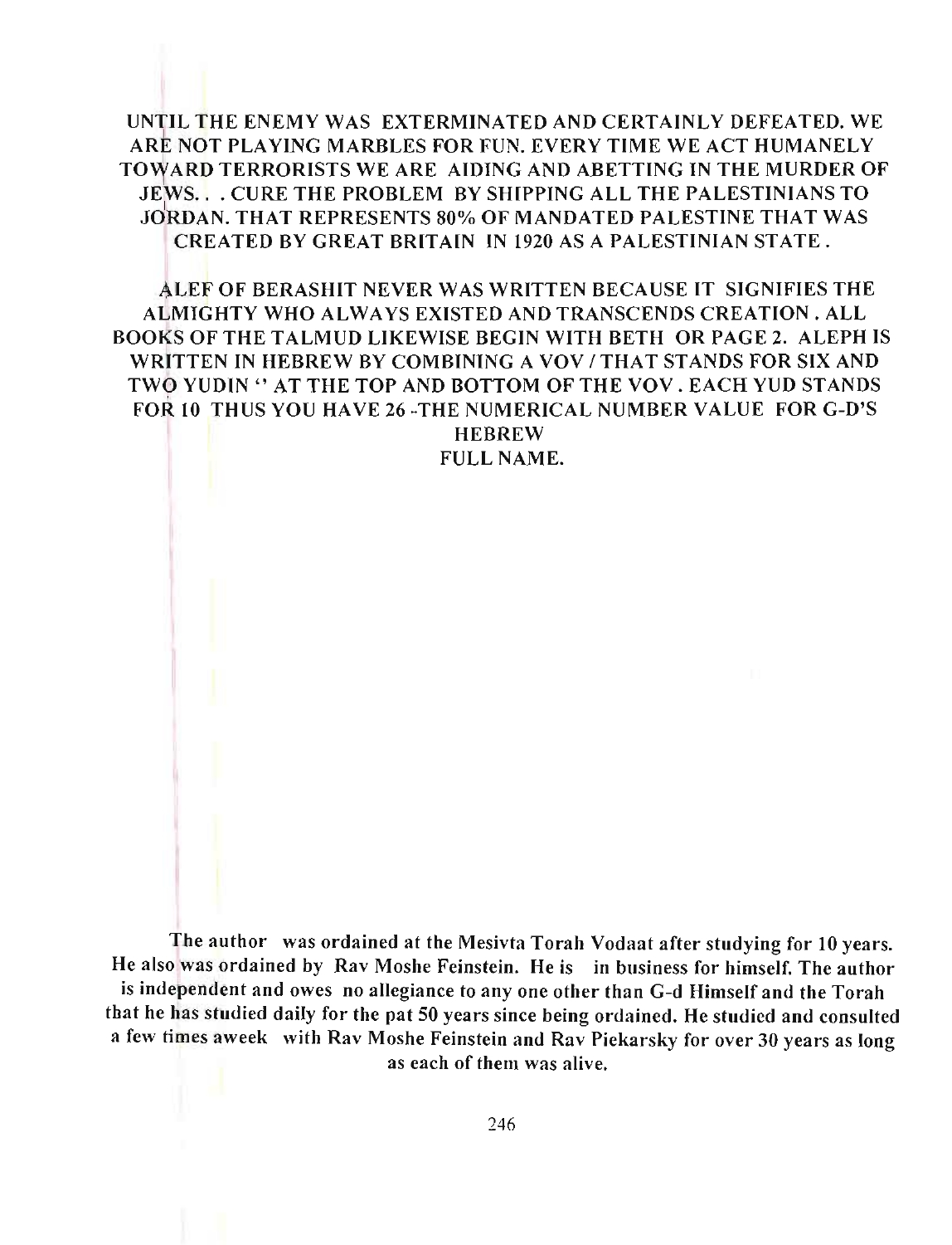UNTIL THE ENEMY WAS EXTERMINATED AND CERTAINLY DEFEATED. WE ARE NOT PLAYING MARBLES FOR FUN. EVERY TIME WE ACT HUMANELY TOWARD TERRORISTS WE ARE AIDING AND ABETTING IN THE MURDER OF JEWS. . . CURE THE PROBLEM BY SHIPPING ALL THE PALESTINIANS TO JORDAN. THAT REPRESENTS 80% OF MANDATED PALESTINE THAT WAS CREATED BY GREAT BRITAIN IN 1920 AS A PALESTINIAN STATE .

ALEF OF BERASHIT NEVER WAS WRITTEN BECAUSE IT SIGNIFIES THE ALMIGHTY WHO ALWAYS EXISTED AND TRANSCENDS CREATION . ALL BOOKS OF THE TALMUD LIKEWISE BEGIN WITH BETH OR PAGE 2. ALEPH IS WRITTEN IN HEBREW BY COMBINING A VOV / THAT STANDS FOR SIX AND TWO YUDIN '' AT THE TOP AND BOTTOM OF THE VOV . EACH YUD STANDS FOR 10 THUS YOU HAVE 26 -THE NUMERICAL NUMBER VALUE FOR G-D'S HEBREW FULL NAME.

The author was ordained at the Mesivta Torah Vodaat after studying for 10 years. He also was ordained by Rav Moshe Feinstein. He is in business for himself. The author is independent and owes no allegiance to any one other than G-d Himself and the Torah that he has studied daily for the pat 50 years since being ordained. He studied and consulted a few times aweek with Rav Moshe Feinstein and Rav Piekarsky for over 30 years as long as each of them was alive.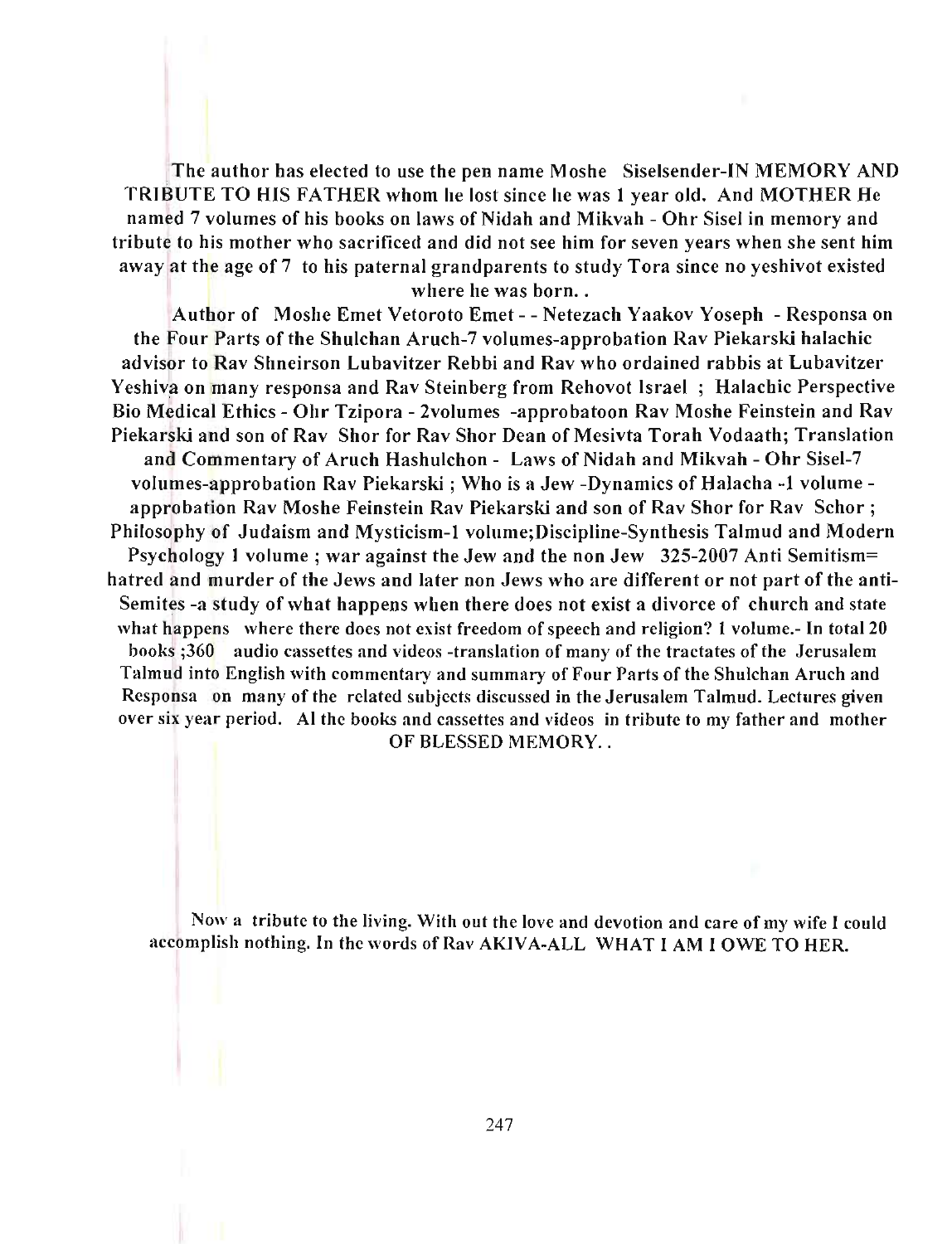The author has elected to use the pen name Moshe Siselsender-IN MEMORY AND TRIBUTE TO HIS FATHER whom he lost since he was 1 year old. And MOTHER He named 7 volumes of his books on laws of Nidah and Mikvah - Ohr Sisel in memory and tribute to his mother who sacrificed and did not see him for seven years when she sent him away at the age of 7 to his paternal grandparents to study Tora since no yeshivot existed where he was born. .

Author of Moshe Emet Vetoroto Emet - - Netezach Yaakov Yoseph - Responsa on the Four Parts of the Shulchan Aruch-7 volumes-approbation Rav Piekarski halachic advisor to Rav Shneirson Lubavitzer Rebbi and Rav who ordained rabbis at Lubavitzer Yeshiva on many responsa and Rav Steinberg from Rehovot Israel ; Halachic Perspective Bio Medical Ethics - Ohr Tzipora - 2volumes -approbatoon Rav Moshe Feinstein and Rav Piekarski and son of Rav Shor for Rav Shor Dean of Mesivta Torah Vodaath; Translation and Commentary of Aruch Hashulchon - Laws of Nidah and Mikvah - Ohr Sisel-7 volumes-approbation Rav Piekarski ; Who is a Jew -Dynamics of Halacha -1 volume - approbation Rav Moshe Feinstein Rav Piekarski and son of Rav Shor for Rav Schor ; Philosophy of Judaism and Mysticism-1 volume;Discipline-Synthesis Talmud and Modern Psychology 1 volume ; war against the Jew and the non Jew 325-2007 Anti Semitism= hatred and murder of the Jews and later non Jews who are different or not part of the anti-Semites -a study of what happens when there does not exist a divorce of church and state what happens where there does not exist freedom of speech and religion? 1 volume.- In total 20 books ;360 audio cassettes and videos -translation of many of the tractates of the Jerusalem Talmud into English with commentary and summary of Four Parts of the Shulchan Aruch and Responsa on many of the related subjects discussed in the Jerusalem Talmud. Lectures given over six year period. Al the books and cassettes and videos in tribute to my father and mother OF BLESSED MEMORY. .

Now a tribute to the living. With out the love and devotion and care of my wife I could accomplish nothing. In the words of Rav AKIVA-ALL WHAT I AM I OWE TO HER.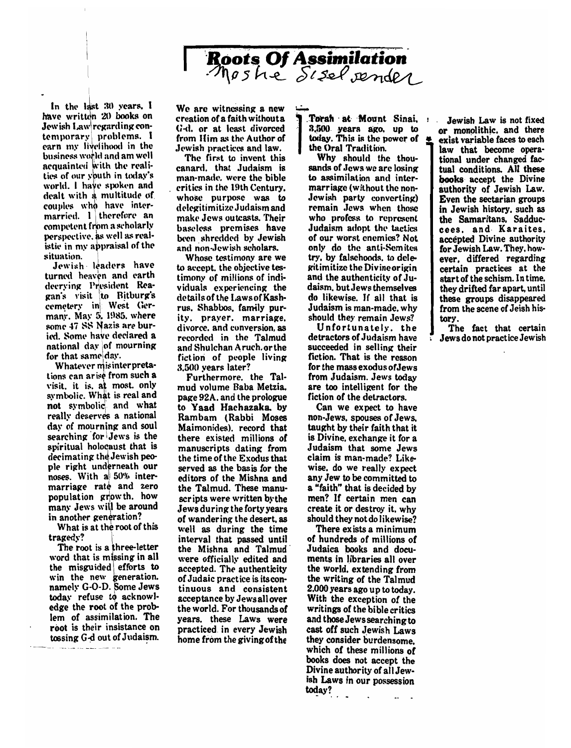# Roots Of Assimilation

Moshe Siselsender

In the last 30 years, I have written 20 books on Jewish Law regarding contemporary problems. I earn my livelihood in the business world and am well acquainted with the realities of our youth in today's world. I have spoken and dealt with a multitude of couples who have intermarried. I therefore an competent from a scholarly perspective, as well as realistic in my appraisal of the situation.

Jewish leaders have turned heaven and earth decrying President Reagan's visit to Bitburg's cemetery in West Germany, May 5, 1985, where some 47 SS Nazis are buried. Some have declared a national day of mourning for that same day.

Whatever misinterpretations can arise from such a visit, it is, at most, only symbolic. What is real and not symbolic and what really deserves a national day of mourning and soul searching for Jews is the spiritual holocaust that is decimating the Jewish people right underneath our noses. With a 50% intermarriage rate and zero population growth, how many Jews will be around in another generation?

What is at the root of this tragedy?

The root is a three-letter word that is missing in all the misguided efforts to win the new generation, namely G-O-D. Some Jews today refuse to acknowledge the root of the problem of assimilation. The root is their insistence on tossing G-d out of Judaism.

We are witnessing a new creation of a faith without a G-d, or at least divorced from Him as the Author of Jewish practices and law.

The first to invent this canard, that Judaism is man-made, were the bible critics in the 19th Century, whose purpose was to delegitimitize Judaism and make Jews outcasts. Their baseless premises have been shredded by Jewish and non-Jewish scholars.

Whose testimony are we to accept, the objective testimony of millions of individuals experiencing the details of the Laws of Kashrus, Shabbos, family purity, prayer, marriage, divorce, and conversion, as recorded in the Talmud and Shulchan Aruch, or the fiction of people living 3,500 years later?

Furthermore, the Talmud volume Baba Metzia, page 92A, and the prologue to Yaad Hachazaka, by Rambam (Rabbi Moses Maimonides), record that there existed millions of manuscripts dating from the time of the Exodus that served as the basis for the editors of the Mishna and the Talmud. These manuscripts were written by the Jews during the forty years of wandering the desert, as well as during the time interval that passed until the Mishna and Talmud were officially edited and accepted. The authenticity of Judaic practice is its continuous and consistent acceptance by Jews all over the world. For thousands of years, these Laws were practiced in every Jewish home from the giving of the Torah at Mount Sinai, 3,500 years ago, up to today. This is the power of the Oral Tradition.

Why should the thousands of Jews we are losing to assimilation and intermarriage (without the non-Jewish party converting) remain Jews when those who profess to represent Judaism adopt the tactics of our worst enemies? Not only do the anti-Semites try, by falsehoods, to delegitimitize the Divine origin and the authenticity of Judaism, but Jews themselves do likewise. If all that is Judaism is man-made, why should they remain Jews?

Unfortunately, the detractors of Judaism have succeeded in selling their fiction. That is the reason for the mass exodus of Jews from Judaism. Jews today are too intelligent for the fiction of the detractors.

Can we expect to have non-Jews, spouses of Jews, taught by their faith that it is Divine, exchange it for a Judaism that some Jews claim is man-made? Likewise, do we really expect any Jew to be committed to a "faith" that is decided by men? If certain men can create it or destroy it, why should they not do likewise?

There exists a minimum of hundreds of millions of Judaica books and documents in libraries all over the world, extending from the writing of the Talmud 2,000 years ago up to today. With the exception of the writings of the bible critics and those Jews searching to cast off such Jewish Laws they consider burdensome, which of these millions of books does not accept the Divine authority of all Jewish Laws in our possession today?

Jewish Law is not fixed or monolithic, and there exist variable faces to each law that become operational under changed factual conditions. All these books accept the Divine authority of Jewish Law. Even the sectarian groups in Jewish history, such as the Samaritans, Sadducees, and Karaites, accepted Divine authority for Jewish Law. They, however, differed regarding certain practices at the start of the schism. In time, they drifted far apart, until these groups disappeared from the scene of Jeish history.

The fact that certain Jews do not practice Jewish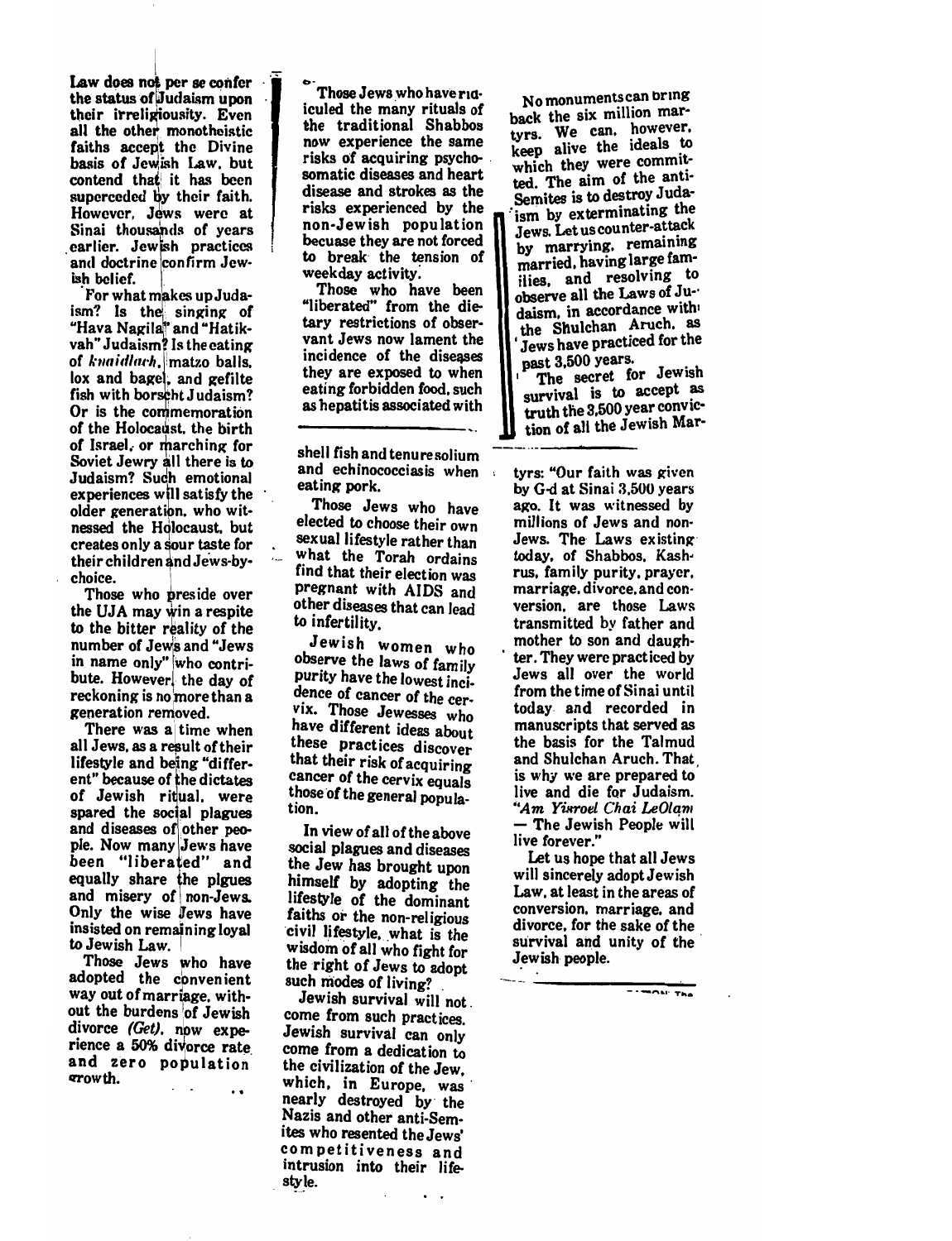Law does not per se confer the status of Judaism upon their irreligiousity. Even all the other monotheistic faiths accept the Divine basis of Jewish Law, but contend that it has been superceded by their faith. However, Jews were at Sinai thousands of years earlier. Jewish practices and doctrine confirm Jewish belief.

For what makes up Judaism? Is the singing of "Hava Nagila" and "Hatikvah" Judaism? Is the eating of *knaidlach*, matzo balls, lox and bagel, and gefilte fish with borscht Judaism? Or is the commemoration of the Holocaust, the birth of Israel, or marching for Soviet Jewry all there is to Judaism? Such emotional experiences will satisfy the older generation, who witnessed the Holocaust, but creates only a sour taste for their children and Jews-by-choice.

Those who preside over the UJA may win a respite to the bitter reality of the number of Jews and "Jews in name only" who contribute. However, the day of reckoning is no more than a generation removed.

There was a time when all Jews, as a result of their lifestyle and being "different" because of the dictates of Jewish ritual, were spared the social plagues and diseases of other people. Now many Jews have been "liberated" and equally share the plgues and misery of non-Jews. Only the wise Jews have insisted on remaining loyal to Jewish Law.

Those Jews who have adopted the convenient way out of marriage, without the burdens of Jewish divorce *(Get)*, now experience a 50% divorce rate and zero population growth.

Those Jews who have ridiculed the many rituals of the traditional Shabbos now experience the same risks of acquiring psychosomatic diseases and heart disease and strokes as the risks experienced by the non-Jewish population becuase they are not forced to break the tension of weekday activity.

Those who have been "liberated" from the dietary restrictions of observant Jews now lament the incidence of the diseases they are exposed to when eating forbidden food, such as hepatitis associated with shell fish and tenure solium and echinococciasis when eating pork.

Those Jews who have elected to choose their own sexual lifestyle rather than what the Torah ordains find that their election was pregnant with AIDS and other diseases that can lead to infertility.

Jewish women who observe the laws of family purity have the lowest incidence of cancer of the cervix. Those Jewesses who have different ideas about these practices discover that their risk of acquiring cancer of the cervix equals those of the general population.

In view of all of the above social plagues and diseases the Jew has brought upon himself by adopting the lifestyle of the dominant faiths or the non-religious civil lifestyle, what is the wisdom of all who fight for the right of Jews to adopt such modes of living?

Jewish survival will not come from such practices. Jewish survival can only come from a dedication to the civilization of the Jew, which, in Europe, was nearly destroyed by the Nazis and other anti-Semites who resented the Jews' competitiveness and intrusion into their lifestyle.

No monuments can bring back the six million martyrs. We can, however, keep alive the ideals to which they were committed. The aim of the anti-Semites is to destroy Judaism by exterminating the Jews. Let us counter-attack by marrying, remaining married, having large families, and resolving to observe all the Laws of Judaism, in accordance with the Shulchan Aruch, as Jews have practiced for the past 3,500 years.

The secret for Jewish survival is to accept as truth the 3,500 year conviction of all the Jewish Martyrs: "Our faith was given by G-d at Sinai 3,500 years ago. It was witnessed by millions of Jews and non-Jews. The Laws existing today, of Shabbos, Kashrus, family purity, prayer, marriage, divorce, and conversion, are those Laws transmitted by father and mother to son and daughter. They were practiced by Jews all over the world from the time of Sinai until today and recorded in manuscripts that served as the basis for the Talmud and Shulchan Aruch. That is why we are prepared to live and die for Judaism. *"Am Yisroel Chai LeOlam* — The Jewish People will live forever."

Let us hope that all Jews will sincerely adopt Jewish Law, at least in the areas of conversion, marriage, and divorce, for the sake of the survival and unity of the Jewish people.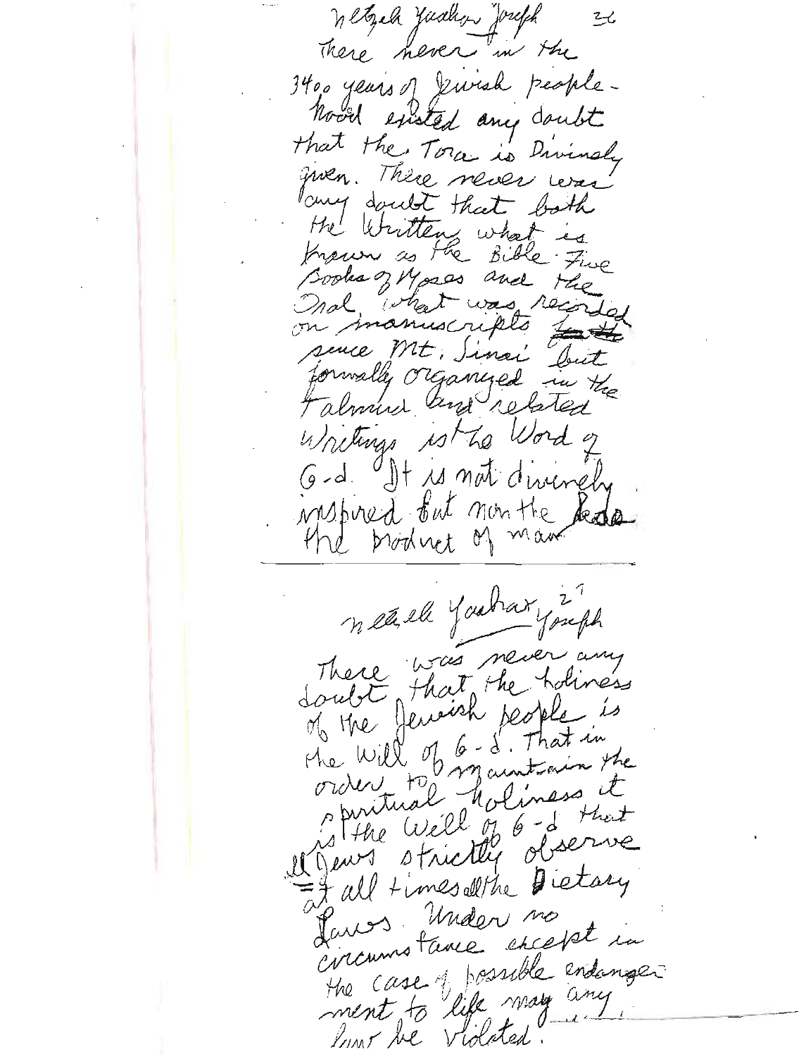Netzah Yashar Joseph

There never in the 3400 years of Jewish peoplehood existed any doubt that the Tora is Divinely given. There never was any doubt that both the Written what is known as the Bible Five Books of Moses and the Oral, what was recorded on manuscripts ~~~~ since Mt. Sinai but formally organized in the Talmud and related Writings is the Word of G-d. It is not divinely inspired but non the ~~~~ the product of man

---

Netzah Yashar Yoseph

There was never any doubt that the holiness of the Jewish people is the Will of G-d. That in order to maintain the spiritual holiness it is the Will of G-d that all Jews strictly observe at all times all the Dietary Laws. Under no circumstance except in the case of possible endangerment to life may any law be violated.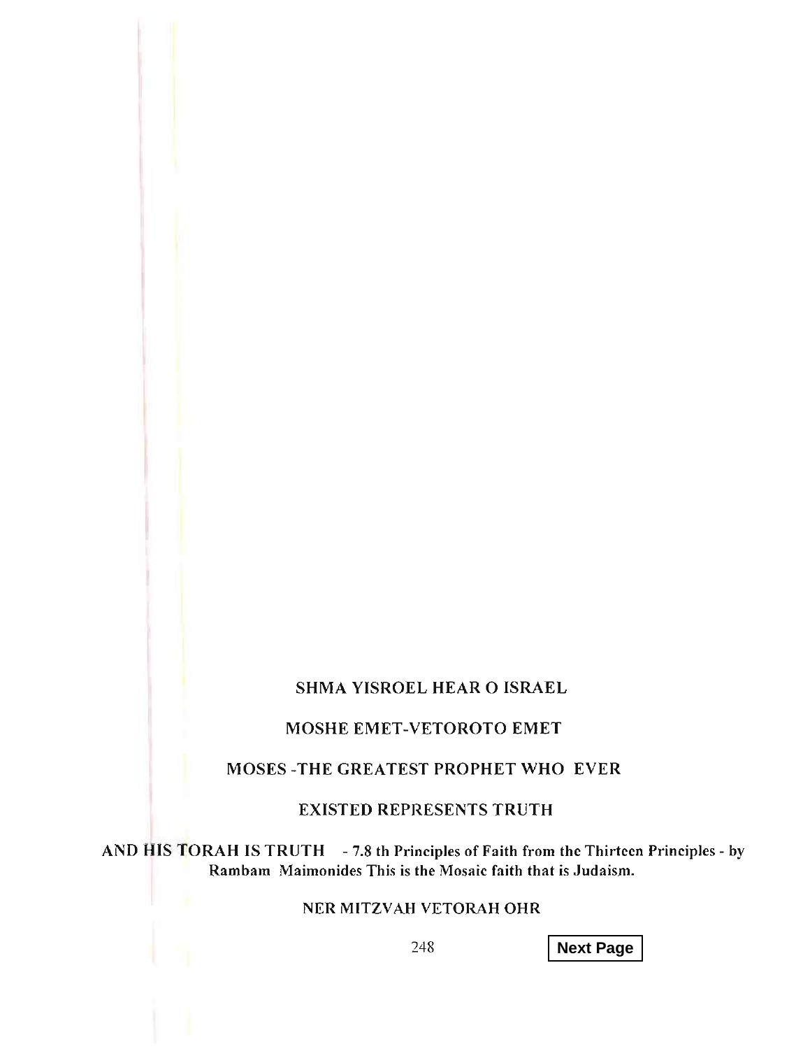SHMA YISROEL HEAR O ISRAEL

MOSHE EMET-VETOROTO EMET

MOSES -THE GREATEST PROPHET WHO EVER

EXISTED REPRESENTS TRUTH

AND HIS TORAH IS TRUTH - **7.8 th Principles of Faith from the Thirteen Principles - by Rambam Maimonides This is the Mosaic faith that is Judaism.**

NER MITZVAH VETORAH OHR

Next Page